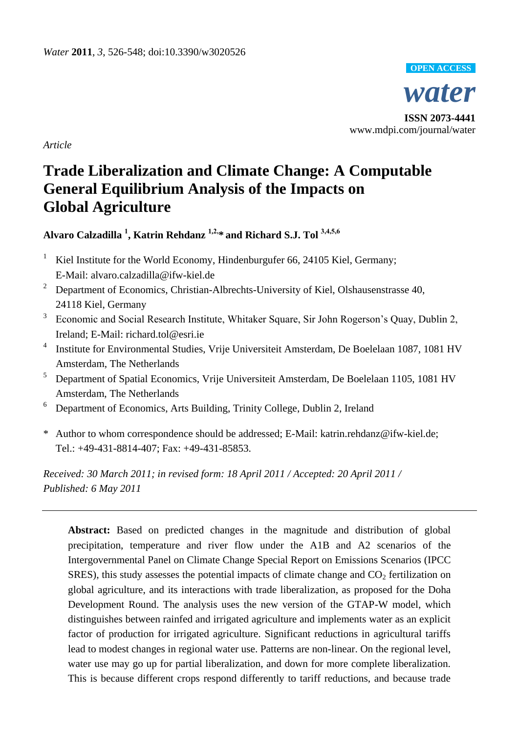*Article*

# Trade Liberalization and Climate Change: A Computable General Equilibrium Analysis of the Impacts on Global Agriculture

**Alvaro Calzadilla [1], Katrin Rehdanz [1,2,*] and Richard S.J. Tol [3,4,5,6]**

1. Kiel Institute for the World Economy, Hindenburgufer 66, 24105 Kiel, Germany; E-Mail: alvaro.calzadilla@ifw-kiel.de
2. Department of Economics, Christian-Albrechts-University of Kiel, Olshausenstrasse 40, 24118 Kiel, Germany
3. Economic and Social Research Institute, Whitaker Square, Sir John Rogerson's Quay, Dublin 2, Ireland; E-Mail: richard.tol@esri.ie
4. Institute for Environmental Studies, Vrije Universiteit Amsterdam, De Boelelaan 1087, 1081 HV Amsterdam, The Netherlands
5. Department of Spatial Economics, Vrije Universiteit Amsterdam, De Boelelaan 1105, 1081 HV Amsterdam, The Netherlands
6. Department of Economics, Arts Building, Trinity College, Dublin 2, Ireland

\* Author to whom correspondence should be addressed; E-Mail: katrin.rehdanz@ifw-kiel.de; Tel.: +49-431-8814-407; Fax: +49-431-85853.

*Received: 30 March 2011; in revised form: 18 April 2011 / Accepted: 20 April 2011 / Published: 6 May 2011*

---

**Abstract:** Based on predicted changes in the magnitude and distribution of global precipitation, temperature and river flow under the A1B and A2 scenarios of the Intergovernmental Panel on Climate Change Special Report on Emissions Scenarios (IPCC SRES), this study assesses the potential impacts of climate change and $CO_2$ fertilization on global agriculture, and its interactions with trade liberalization, as proposed for the Doha Development Round. The analysis uses the new version of the GTAP-W model, which distinguishes between rainfed and irrigated agriculture and implements water as an explicit factor of production for irrigated agriculture. Significant reductions in agricultural tariffs lead to modest changes in regional water use. Patterns are non-linear. On the regional level, water use may go up for partial liberalization, and down for more complete liberalization. This is because different crops respond differently to tariff reductions, and because trade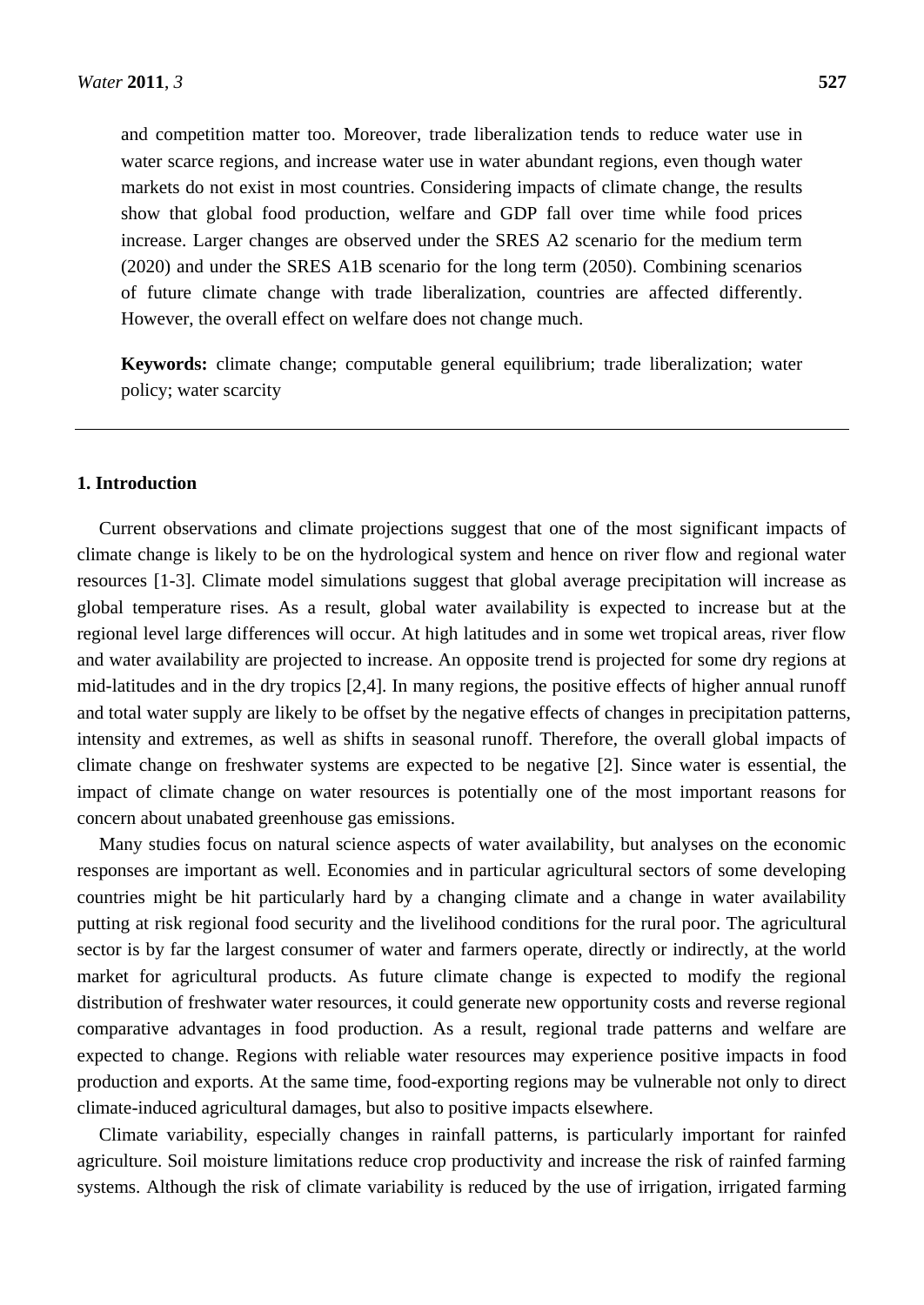and competition matter too. Moreover, trade liberalization tends to reduce water use in water scarce regions, and increase water use in water abundant regions, even though water markets do not exist in most countries. Considering impacts of climate change, the results show that global food production, welfare and GDP fall over time while food prices increase. Larger changes are observed under the SRES A2 scenario for the medium term (2020) and under the SRES A1B scenario for the long term (2050). Combining scenarios of future climate change with trade liberalization, countries are affected differently. However, the overall effect on welfare does not change much.

**Keywords:** climate change; computable general equilibrium; trade liberalization; water policy; water scarcity

## 1. Introduction

Current observations and climate projections suggest that one of the most significant impacts of climate change is likely to be on the hydrological system and hence on river flow and regional water resources [1-3]. Climate model simulations suggest that global average precipitation will increase as global temperature rises. As a result, global water availability is expected to increase but at the regional level large differences will occur. At high latitudes and in some wet tropical areas, river flow and water availability are projected to increase. An opposite trend is projected for some dry regions at mid-latitudes and in the dry tropics [2,4]. In many regions, the positive effects of higher annual runoff and total water supply are likely to be offset by the negative effects of changes in precipitation patterns, intensity and extremes, as well as shifts in seasonal runoff. Therefore, the overall global impacts of climate change on freshwater systems are expected to be negative [2]. Since water is essential, the impact of climate change on water resources is potentially one of the most important reasons for concern about unabated greenhouse gas emissions.

Many studies focus on natural science aspects of water availability, but analyses on the economic responses are important as well. Economies and in particular agricultural sectors of some developing countries might be hit particularly hard by a changing climate and a change in water availability putting at risk regional food security and the livelihood conditions for the rural poor. The agricultural sector is by far the largest consumer of water and farmers operate, directly or indirectly, at the world market for agricultural products. As future climate change is expected to modify the regional distribution of freshwater water resources, it could generate new opportunity costs and reverse regional comparative advantages in food production. As a result, regional trade patterns and welfare are expected to change. Regions with reliable water resources may experience positive impacts in food production and exports. At the same time, food-exporting regions may be vulnerable not only to direct climate-induced agricultural damages, but also to positive impacts elsewhere.

Climate variability, especially changes in rainfall patterns, is particularly important for rainfed agriculture. Soil moisture limitations reduce crop productivity and increase the risk of rainfed farming systems. Although the risk of climate variability is reduced by the use of irrigation, irrigated farming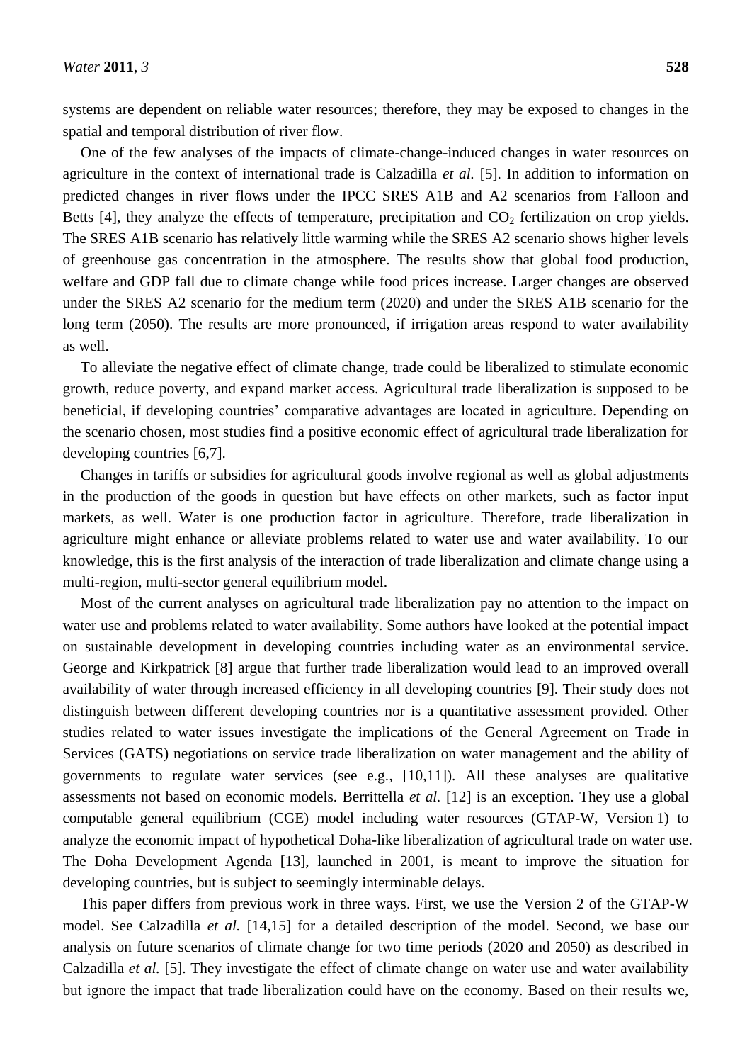systems are dependent on reliable water resources; therefore, they may be exposed to changes in the spatial and temporal distribution of river flow.

One of the few analyses of the impacts of climate-change-induced changes in water resources on agriculture in the context of international trade is Calzadilla *et al.* [5]. In addition to information on predicted changes in river flows under the IPCC SRES A1B and A2 scenarios from Falloon and Betts [4], they analyze the effects of temperature, precipitation and $CO_2$ fertilization on crop yields. The SRES A1B scenario has relatively little warming while the SRES A2 scenario shows higher levels of greenhouse gas concentration in the atmosphere. The results show that global food production, welfare and GDP fall due to climate change while food prices increase. Larger changes are observed under the SRES A2 scenario for the medium term (2020) and under the SRES A1B scenario for the long term (2050). The results are more pronounced, if irrigation areas respond to water availability as well.

To alleviate the negative effect of climate change, trade could be liberalized to stimulate economic growth, reduce poverty, and expand market access. Agricultural trade liberalization is supposed to be beneficial, if developing countries' comparative advantages are located in agriculture. Depending on the scenario chosen, most studies find a positive economic effect of agricultural trade liberalization for developing countries [6,7].

Changes in tariffs or subsidies for agricultural goods involve regional as well as global adjustments in the production of the goods in question but have effects on other markets, such as factor input markets, as well. Water is one production factor in agriculture. Therefore, trade liberalization in agriculture might enhance or alleviate problems related to water use and water availability. To our knowledge, this is the first analysis of the interaction of trade liberalization and climate change using a multi-region, multi-sector general equilibrium model.

Most of the current analyses on agricultural trade liberalization pay no attention to the impact on water use and problems related to water availability. Some authors have looked at the potential impact on sustainable development in developing countries including water as an environmental service. George and Kirkpatrick [8] argue that further trade liberalization would lead to an improved overall availability of water through increased efficiency in all developing countries [9]. Their study does not distinguish between different developing countries nor is a quantitative assessment provided. Other studies related to water issues investigate the implications of the General Agreement on Trade in Services (GATS) negotiations on service trade liberalization on water management and the ability of governments to regulate water services (see e.g., [10,11]). All these analyses are qualitative assessments not based on economic models. Berrittella *et al.* [12] is an exception. They use a global computable general equilibrium (CGE) model including water resources (GTAP-W, Version 1) to analyze the economic impact of hypothetical Doha-like liberalization of agricultural trade on water use. The Doha Development Agenda [13], launched in 2001, is meant to improve the situation for developing countries, but is subject to seemingly interminable delays.

This paper differs from previous work in three ways. First, we use the Version 2 of the GTAP-W model. See Calzadilla *et al.* [14,15] for a detailed description of the model. Second, we base our analysis on future scenarios of climate change for two time periods (2020 and 2050) as described in Calzadilla *et al.* [5]. They investigate the effect of climate change on water use and water availability but ignore the impact that trade liberalization could have on the economy. Based on their results we,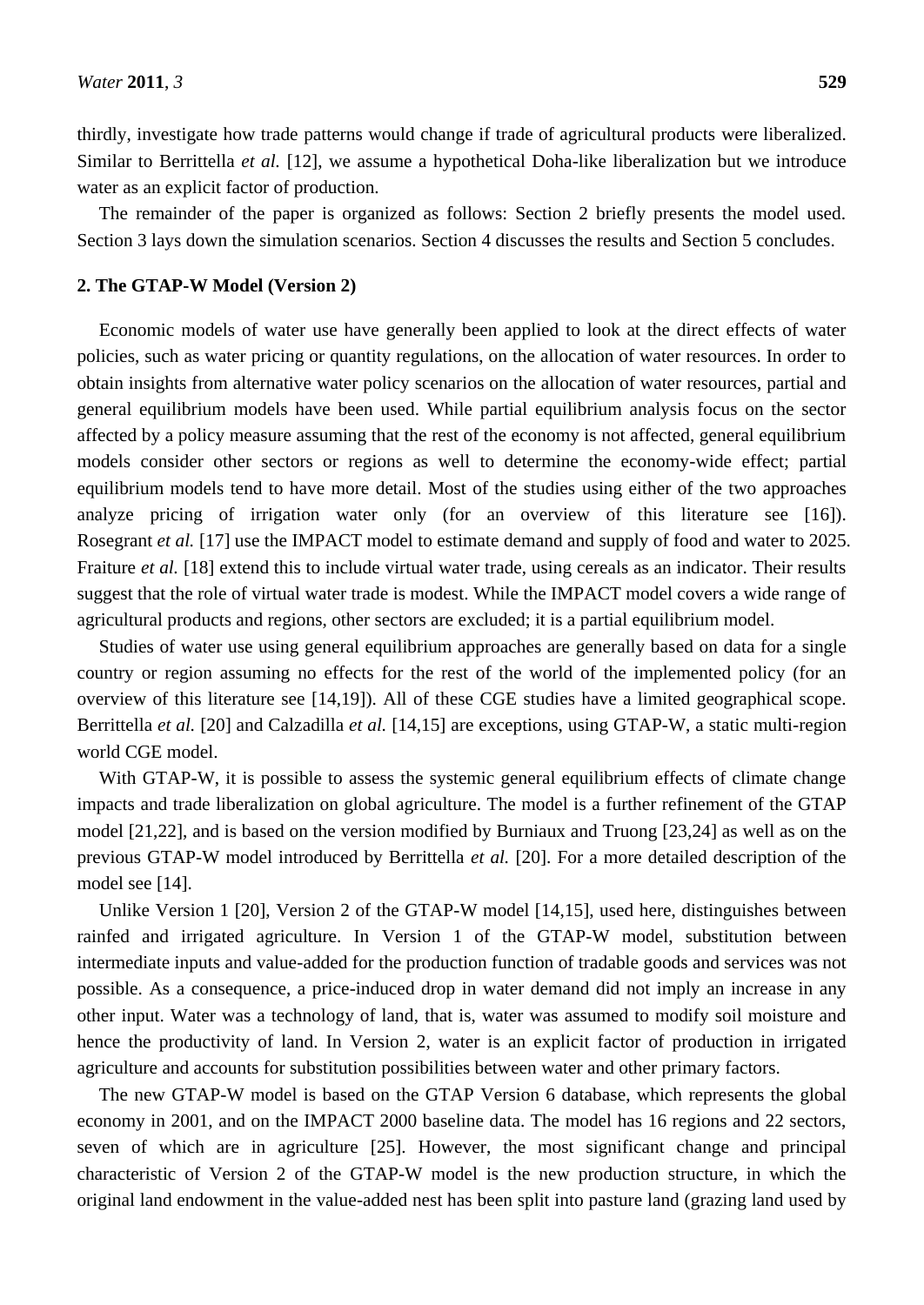thirdly, investigate how trade patterns would change if trade of agricultural products were liberalized. Similar to Berrittella *et al.* [12], we assume a hypothetical Doha-like liberalization but we introduce water as an explicit factor of production.

The remainder of the paper is organized as follows: Section 2 briefly presents the model used. Section 3 lays down the simulation scenarios. Section 4 discusses the results and Section 5 concludes.

## 2. The GTAP-W Model (Version 2)

Economic models of water use have generally been applied to look at the direct effects of water policies, such as water pricing or quantity regulations, on the allocation of water resources. In order to obtain insights from alternative water policy scenarios on the allocation of water resources, partial and general equilibrium models have been used. While partial equilibrium analysis focus on the sector affected by a policy measure assuming that the rest of the economy is not affected, general equilibrium models consider other sectors or regions as well to determine the economy-wide effect; partial equilibrium models tend to have more detail. Most of the studies using either of the two approaches analyze pricing of irrigation water only (for an overview of this literature see [16]). Rosegrant *et al.* [17] use the IMPACT model to estimate demand and supply of food and water to 2025. Fraiture *et al.* [18] extend this to include virtual water trade, using cereals as an indicator. Their results suggest that the role of virtual water trade is modest. While the IMPACT model covers a wide range of agricultural products and regions, other sectors are excluded; it is a partial equilibrium model.

Studies of water use using general equilibrium approaches are generally based on data for a single country or region assuming no effects for the rest of the world of the implemented policy (for an overview of this literature see [14,19]). All of these CGE studies have a limited geographical scope. Berrittella *et al.* [20] and Calzadilla *et al.* [14,15] are exceptions, using GTAP-W, a static multi-region world CGE model.

With GTAP-W, it is possible to assess the systemic general equilibrium effects of climate change impacts and trade liberalization on global agriculture. The model is a further refinement of the GTAP model [21,22], and is based on the version modified by Burniaux and Truong [23,24] as well as on the previous GTAP-W model introduced by Berrittella *et al.* [20]. For a more detailed description of the model see [14].

Unlike Version 1 [20], Version 2 of the GTAP-W model [14,15], used here, distinguishes between rainfed and irrigated agriculture. In Version 1 of the GTAP-W model, substitution between intermediate inputs and value-added for the production function of tradable goods and services was not possible. As a consequence, a price-induced drop in water demand did not imply an increase in any other input. Water was a technology of land, that is, water was assumed to modify soil moisture and hence the productivity of land. In Version 2, water is an explicit factor of production in irrigated agriculture and accounts for substitution possibilities between water and other primary factors.

The new GTAP-W model is based on the GTAP Version 6 database, which represents the global economy in 2001, and on the IMPACT 2000 baseline data. The model has 16 regions and 22 sectors, seven of which are in agriculture [25]. However, the most significant change and principal characteristic of Version 2 of the GTAP-W model is the new production structure, in which the original land endowment in the value-added nest has been split into pasture land (grazing land used by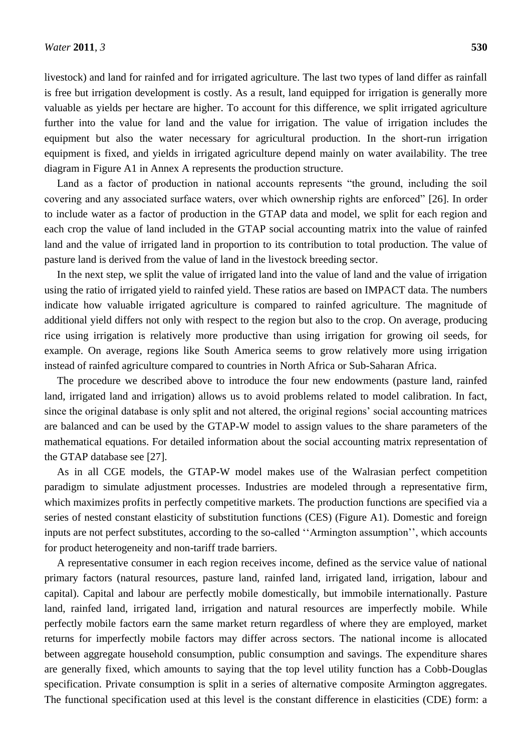livestock) and land for rainfed and for irrigated agriculture. The last two types of land differ as rainfall is free but irrigation development is costly. As a result, land equipped for irrigation is generally more valuable as yields per hectare are higher. To account for this difference, we split irrigated agriculture further into the value for land and the value for irrigation. The value of irrigation includes the equipment but also the water necessary for agricultural production. In the short-run irrigation equipment is fixed, and yields in irrigated agriculture depend mainly on water availability. The tree diagram in Figure A1 in Annex A represents the production structure.

Land as a factor of production in national accounts represents "the ground, including the soil covering and any associated surface waters, over which ownership rights are enforced" [26]. In order to include water as a factor of production in the GTAP data and model, we split for each region and each crop the value of land included in the GTAP social accounting matrix into the value of rainfed land and the value of irrigated land in proportion to its contribution to total production. The value of pasture land is derived from the value of land in the livestock breeding sector.

In the next step, we split the value of irrigated land into the value of land and the value of irrigation using the ratio of irrigated yield to rainfed yield. These ratios are based on IMPACT data. The numbers indicate how valuable irrigated agriculture is compared to rainfed agriculture. The magnitude of additional yield differs not only with respect to the region but also to the crop. On average, producing rice using irrigation is relatively more productive than using irrigation for growing oil seeds, for example. On average, regions like South America seems to grow relatively more using irrigation instead of rainfed agriculture compared to countries in North Africa or Sub-Saharan Africa.

The procedure we described above to introduce the four new endowments (pasture land, rainfed land, irrigated land and irrigation) allows us to avoid problems related to model calibration. In fact, since the original database is only split and not altered, the original regions' social accounting matrices are balanced and can be used by the GTAP-W model to assign values to the share parameters of the mathematical equations. For detailed information about the social accounting matrix representation of the GTAP database see [27].

As in all CGE models, the GTAP-W model makes use of the Walrasian perfect competition paradigm to simulate adjustment processes. Industries are modeled through a representative firm, which maximizes profits in perfectly competitive markets. The production functions are specified via a series of nested constant elasticity of substitution functions (CES) (Figure A1). Domestic and foreign inputs are not perfect substitutes, according to the so-called ''Armington assumption'', which accounts for product heterogeneity and non-tariff trade barriers.

A representative consumer in each region receives income, defined as the service value of national primary factors (natural resources, pasture land, rainfed land, irrigated land, irrigation, labour and capital). Capital and labour are perfectly mobile domestically, but immobile internationally. Pasture land, rainfed land, irrigated land, irrigation and natural resources are imperfectly mobile. While perfectly mobile factors earn the same market return regardless of where they are employed, market returns for imperfectly mobile factors may differ across sectors. The national income is allocated between aggregate household consumption, public consumption and savings. The expenditure shares are generally fixed, which amounts to saying that the top level utility function has a Cobb-Douglas specification. Private consumption is split in a series of alternative composite Armington aggregates. The functional specification used at this level is the constant difference in elasticities (CDE) form: a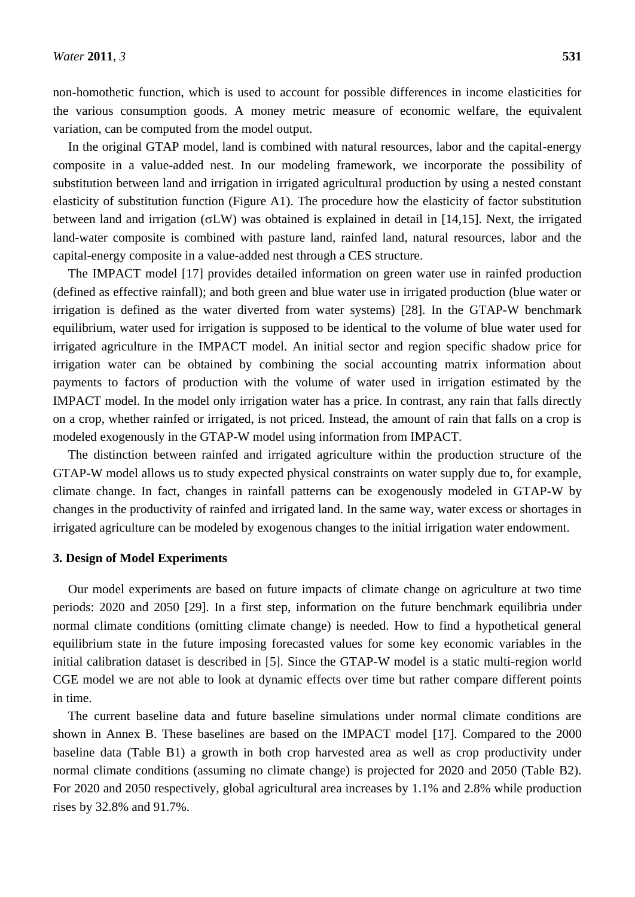non-homothetic function, which is used to account for possible differences in income elasticities for the various consumption goods. A money metric measure of economic welfare, the equivalent variation, can be computed from the model output.

In the original GTAP model, land is combined with natural resources, labor and the capital-energy composite in a value-added nest. In our modeling framework, we incorporate the possibility of substitution between land and irrigation in irrigated agricultural production by using a nested constant elasticity of substitution function (Figure A1). The procedure how the elasticity of factor substitution between land and irrigation ($\sigma LW$) was obtained is explained in detail in [14,15]. Next, the irrigated land-water composite is combined with pasture land, rainfed land, natural resources, labor and the capital-energy composite in a value-added nest through a CES structure.

The IMPACT model [17] provides detailed information on green water use in rainfed production (defined as effective rainfall); and both green and blue water use in irrigated production (blue water or irrigation is defined as the water diverted from water systems) [28]. In the GTAP-W benchmark equilibrium, water used for irrigation is supposed to be identical to the volume of blue water used for irrigated agriculture in the IMPACT model. An initial sector and region specific shadow price for irrigation water can be obtained by combining the social accounting matrix information about payments to factors of production with the volume of water used in irrigation estimated by the IMPACT model. In the model only irrigation water has a price. In contrast, any rain that falls directly on a crop, whether rainfed or irrigated, is not priced. Instead, the amount of rain that falls on a crop is modeled exogenously in the GTAP-W model using information from IMPACT.

The distinction between rainfed and irrigated agriculture within the production structure of the GTAP-W model allows us to study expected physical constraints on water supply due to, for example, climate change. In fact, changes in rainfall patterns can be exogenously modeled in GTAP-W by changes in the productivity of rainfed and irrigated land. In the same way, water excess or shortages in irrigated agriculture can be modeled by exogenous changes to the initial irrigation water endowment.

## 3. Design of Model Experiments

Our model experiments are based on future impacts of climate change on agriculture at two time periods: 2020 and 2050 [29]. In a first step, information on the future benchmark equilibria under normal climate conditions (omitting climate change) is needed. How to find a hypothetical general equilibrium state in the future imposing forecasted values for some key economic variables in the initial calibration dataset is described in [5]. Since the GTAP-W model is a static multi-region world CGE model we are not able to look at dynamic effects over time but rather compare different points in time.

The current baseline data and future baseline simulations under normal climate conditions are shown in Annex B. These baselines are based on the IMPACT model [17]. Compared to the 2000 baseline data (Table B1) a growth in both crop harvested area as well as crop productivity under normal climate conditions (assuming no climate change) is projected for 2020 and 2050 (Table B2). For 2020 and 2050 respectively, global agricultural area increases by 1.1% and 2.8% while production rises by 32.8% and 91.7%.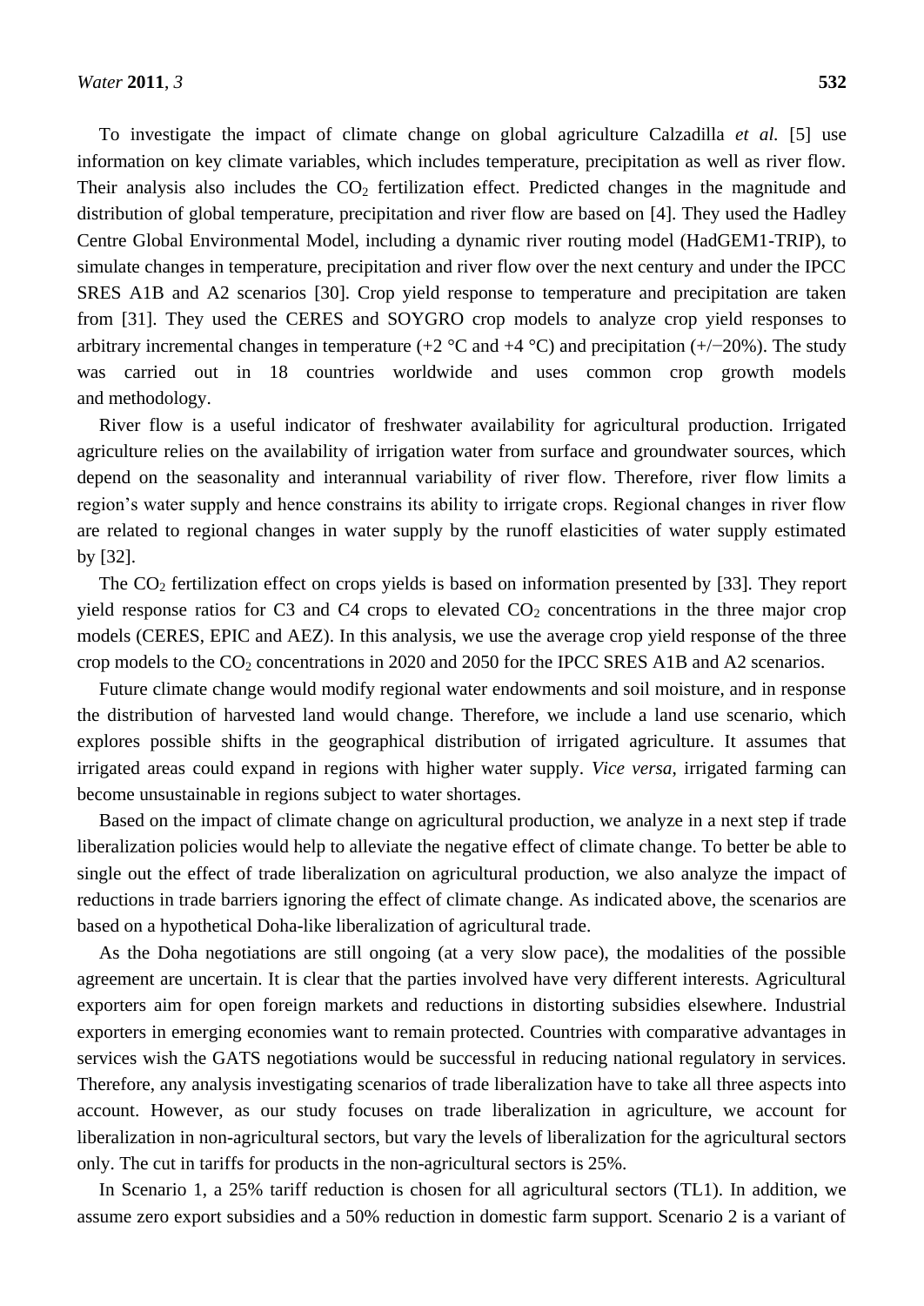To investigate the impact of climate change on global agriculture Calzadilla *et al.* [5] use information on key climate variables, which includes temperature, precipitation as well as river flow. Their analysis also includes the $CO_2$ fertilization effect. Predicted changes in the magnitude and distribution of global temperature, precipitation and river flow are based on [4]. They used the Hadley Centre Global Environmental Model, including a dynamic river routing model (HadGEM1-TRIP), to simulate changes in temperature, precipitation and river flow over the next century and under the IPCC SRES A1B and A2 scenarios [30]. Crop yield response to temperature and precipitation are taken from [31]. They used the CERES and SOYGRO crop models to analyze crop yield responses to arbitrary incremental changes in temperature (+2 °C and +4 °C) and precipitation (+/−20%). The study was carried out in 18 countries worldwide and uses common crop growth models and methodology.

River flow is a useful indicator of freshwater availability for agricultural production. Irrigated agriculture relies on the availability of irrigation water from surface and groundwater sources, which depend on the seasonality and interannual variability of river flow. Therefore, river flow limits a region's water supply and hence constrains its ability to irrigate crops. Regional changes in river flow are related to regional changes in water supply by the runoff elasticities of water supply estimated by [32].

The $CO_2$ fertilization effect on crops yields is based on information presented by [33]. They report yield response ratios for C3 and C4 crops to elevated $CO_2$ concentrations in the three major crop models (CERES, EPIC and AEZ). In this analysis, we use the average crop yield response of the three crop models to the $CO_2$ concentrations in 2020 and 2050 for the IPCC SRES A1B and A2 scenarios.

Future climate change would modify regional water endowments and soil moisture, and in response the distribution of harvested land would change. Therefore, we include a land use scenario, which explores possible shifts in the geographical distribution of irrigated agriculture. It assumes that irrigated areas could expand in regions with higher water supply. *Vice versa*, irrigated farming can become unsustainable in regions subject to water shortages.

Based on the impact of climate change on agricultural production, we analyze in a next step if trade liberalization policies would help to alleviate the negative effect of climate change. To better be able to single out the effect of trade liberalization on agricultural production, we also analyze the impact of reductions in trade barriers ignoring the effect of climate change. As indicated above, the scenarios are based on a hypothetical Doha-like liberalization of agricultural trade.

As the Doha negotiations are still ongoing (at a very slow pace), the modalities of the possible agreement are uncertain. It is clear that the parties involved have very different interests. Agricultural exporters aim for open foreign markets and reductions in distorting subsidies elsewhere. Industrial exporters in emerging economies want to remain protected. Countries with comparative advantages in services wish the GATS negotiations would be successful in reducing national regulatory in services. Therefore, any analysis investigating scenarios of trade liberalization have to take all three aspects into account. However, as our study focuses on trade liberalization in agriculture, we account for liberalization in non-agricultural sectors, but vary the levels of liberalization for the agricultural sectors only. The cut in tariffs for products in the non-agricultural sectors is 25%.

In Scenario 1, a 25% tariff reduction is chosen for all agricultural sectors (TL1). In addition, we assume zero export subsidies and a 50% reduction in domestic farm support. Scenario 2 is a variant of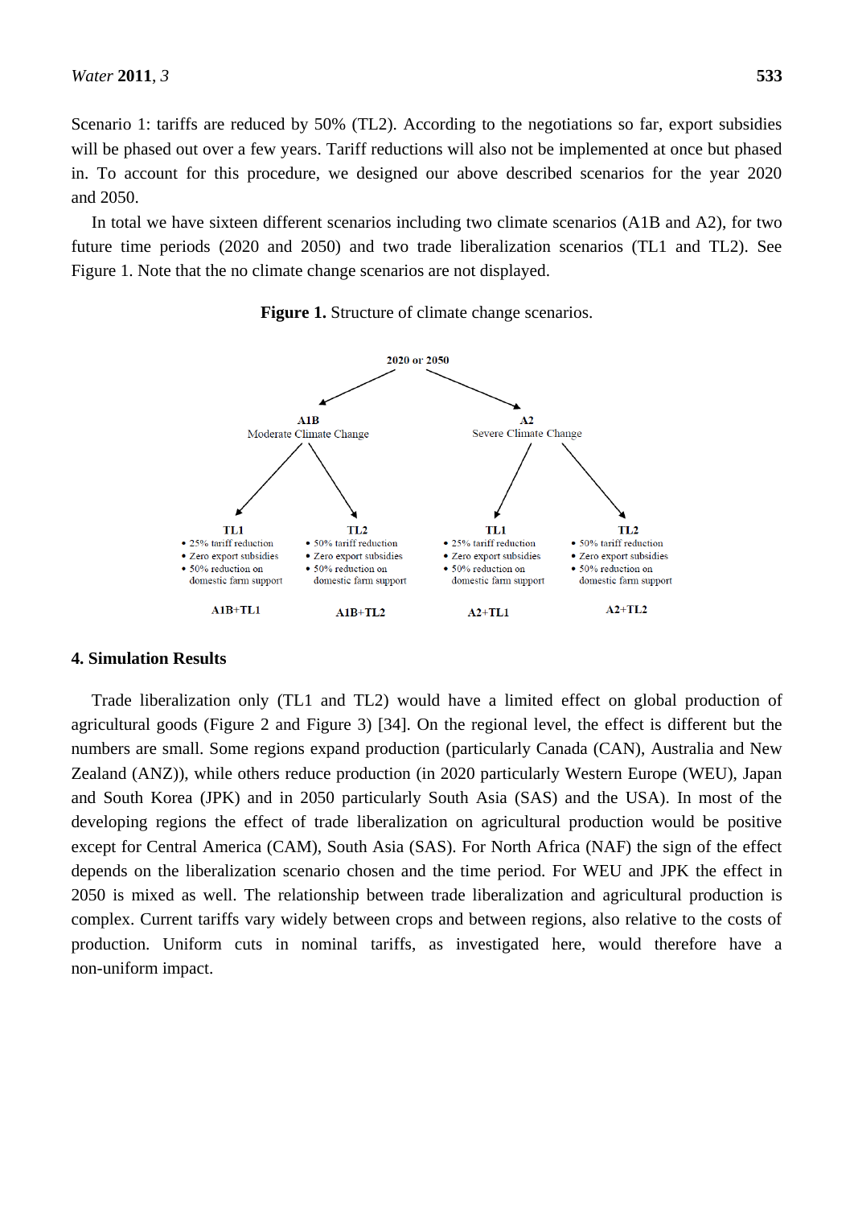Scenario 1: tariffs are reduced by 50% (TL2). According to the negotiations so far, export subsidies will be phased out over a few years. Tariff reductions will also not be implemented at once but phased in. To account for this procedure, we designed our above described scenarios for the year 2020 and 2050.

In total we have sixteen different scenarios including two climate scenarios (A1B and A2), for two future time periods (2020 and 2050) and two trade liberalization scenarios (TL1 and TL2). See Figure 1. Note that the no climate change scenarios are not displayed.

**Figure 1.** Structure of climate change scenarios.

2020 or 2050

A1B
Moderate Climate Change

A2
Severe Climate Change

| A1B+TL1 | A1B+TL2 | A2+TL1 | A2+TL2 |
|---|---|---|---|
| **TL1** | **TL2** | **TL1** | **TL2** |
| • 25% tariff reduction | • 50% tariff reduction | • 25% tariff reduction | • 50% tariff reduction |
| • Zero export subsidies | • Zero export subsidies | • Zero export subsidies | • Zero export subsidies |
| • 50% reduction on domestic farm support | • 50% reduction on domestic farm support | • 50% reduction on domestic farm support | • 50% reduction on domestic farm support |

## 4. Simulation Results

Trade liberalization only (TL1 and TL2) would have a limited effect on global production of agricultural goods (Figure 2 and Figure 3) [34]. On the regional level, the effect is different but the numbers are small. Some regions expand production (particularly Canada (CAN), Australia and New Zealand (ANZ)), while others reduce production (in 2020 particularly Western Europe (WEU), Japan and South Korea (JPK) and in 2050 particularly South Asia (SAS) and the USA). In most of the developing regions the effect of trade liberalization on agricultural production would be positive except for Central America (CAM), South Asia (SAS). For North Africa (NAF) the sign of the effect depends on the liberalization scenario chosen and the time period. For WEU and JPK the effect in 2050 is mixed as well. The relationship between trade liberalization and agricultural production is complex. Current tariffs vary widely between crops and between regions, also relative to the costs of production. Uniform cuts in nominal tariffs, as investigated here, would therefore have a non-uniform impact.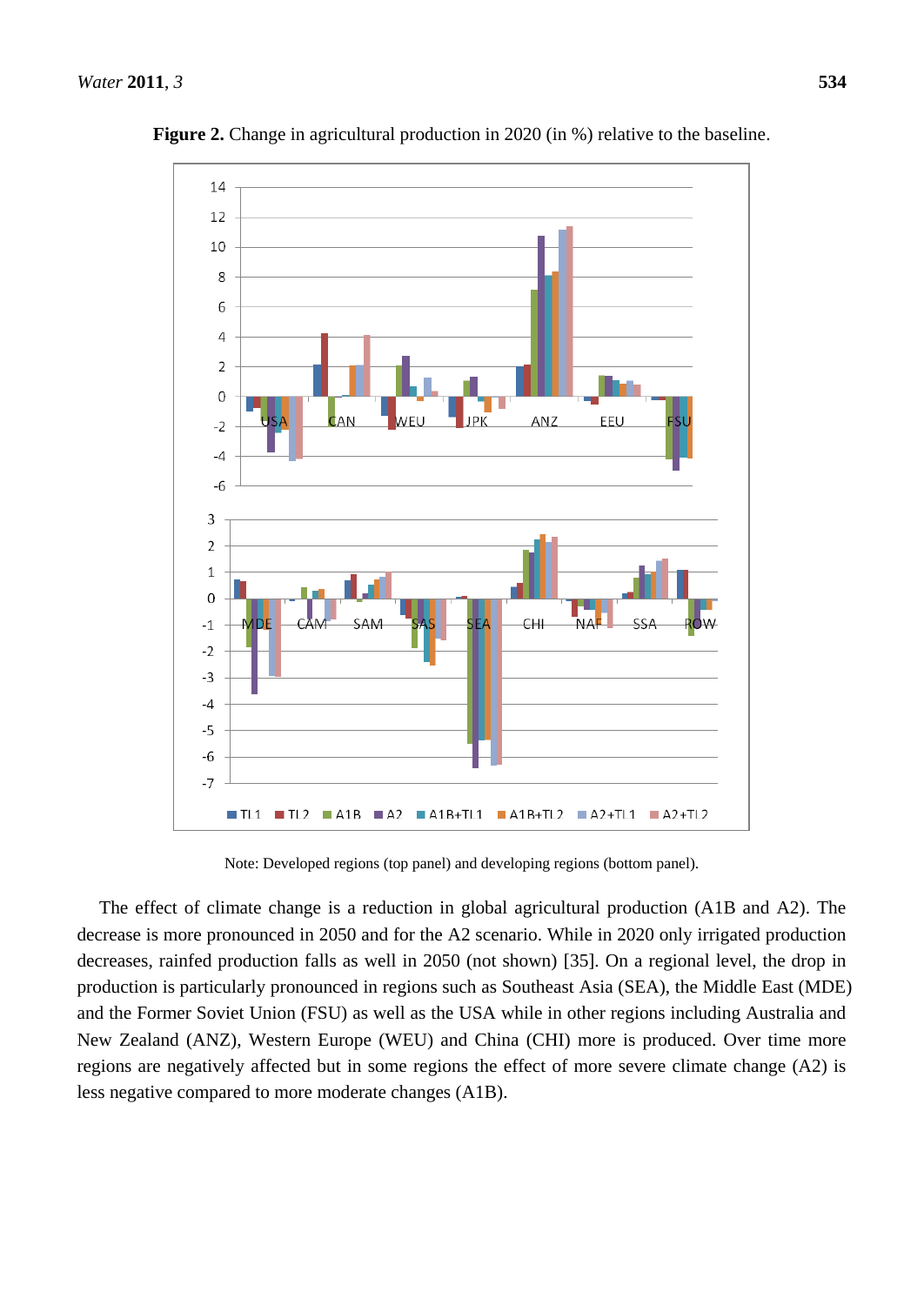**Figure 2.** Change in agricultural production in 2020 (in %) relative to the baseline.

Note: Developed regions (top panel) and developing regions (bottom panel).

The effect of climate change is a reduction in global agricultural production (A1B and A2). The decrease is more pronounced in 2050 and for the A2 scenario. While in 2020 only irrigated production decreases, rainfed production falls as well in 2050 (not shown) [35]. On a regional level, the drop in production is particularly pronounced in regions such as Southeast Asia (SEA), the Middle East (MDE) and the Former Soviet Union (FSU) as well as the USA while in other regions including Australia and New Zealand (ANZ), Western Europe (WEU) and China (CHI) more is produced. Over time more regions are negatively affected but in some regions the effect of more severe climate change (A2) is less negative compared to more moderate changes (A1B).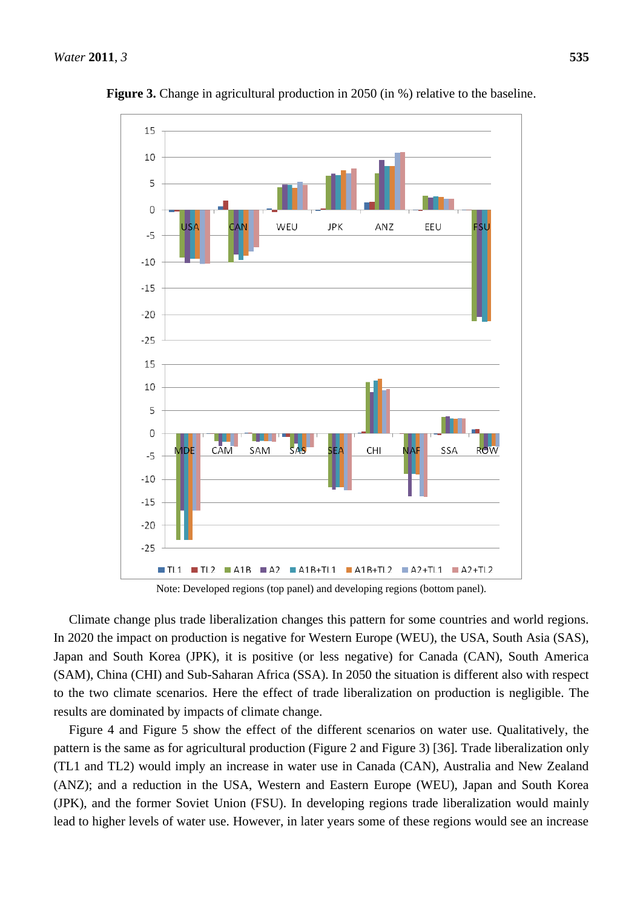**Figure 3.** Change in agricultural production in 2050 (in %) relative to the baseline.

Note: Developed regions (top panel) and developing regions (bottom panel).

Climate change plus trade liberalization changes this pattern for some countries and world regions. In 2020 the impact on production is negative for Western Europe (WEU), the USA, South Asia (SAS), Japan and South Korea (JPK), it is positive (or less negative) for Canada (CAN), South America (SAM), China (CHI) and Sub-Saharan Africa (SSA). In 2050 the situation is different also with respect to the two climate scenarios. Here the effect of trade liberalization on production is negligible. The results are dominated by impacts of climate change.

Figure 4 and Figure 5 show the effect of the different scenarios on water use. Qualitatively, the pattern is the same as for agricultural production (Figure 2 and Figure 3) [36]. Trade liberalization only (TL1 and TL2) would imply an increase in water use in Canada (CAN), Australia and New Zealand (ANZ); and a reduction in the USA, Western and Eastern Europe (WEU), Japan and South Korea (JPK), and the former Soviet Union (FSU). In developing regions trade liberalization would mainly lead to higher levels of water use. However, in later years some of these regions would see an increase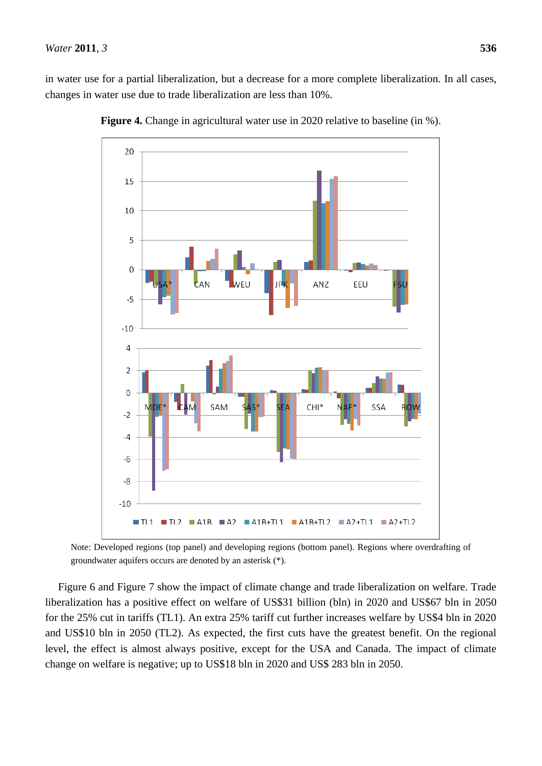in water use for a partial liberalization, but a decrease for a more complete liberalization. In all cases, changes in water use due to trade liberalization are less than 10%.

**Figure 4.** Change in agricultural water use in 2020 relative to baseline (in %).

Note: Developed regions (top panel) and developing regions (bottom panel). Regions where overdrafting of groundwater aquifers occurs are denoted by an asterisk (*).

Figure 6 and Figure 7 show the impact of climate change and trade liberalization on welfare. Trade liberalization has a positive effect on welfare of US$31 billion (bln) in 2020 and US$67 bln in 2050 for the 25% cut in tariffs (TL1). An extra 25% tariff cut further increases welfare by US$4 bln in 2020 and US$10 bln in 2050 (TL2). As expected, the first cuts have the greatest benefit. On the regional level, the effect is almost always positive, except for the USA and Canada. The impact of climate change on welfare is negative; up to US$18 bln in 2020 and US$ 283 bln in 2050.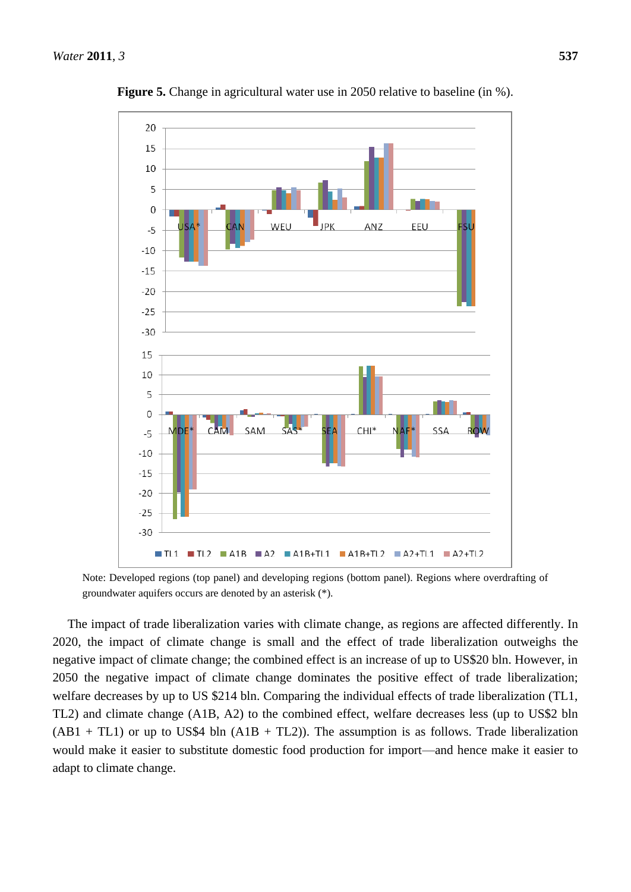**Figure 5.** Change in agricultural water use in 2050 relative to baseline (in %).

Note: Developed regions (top panel) and developing regions (bottom panel). Regions where overdrafting of groundwater aquifers occurs are denoted by an asterisk (*).

The impact of trade liberalization varies with climate change, as regions are affected differently. In 2020, the impact of climate change is small and the effect of trade liberalization outweighs the negative impact of climate change; the combined effect is an increase of up to US$20 bln. However, in 2050 the negative impact of climate change dominates the positive effect of trade liberalization; welfare decreases by up to US $214 bln. Comparing the individual effects of trade liberalization (TL1, TL2) and climate change (A1B, A2) to the combined effect, welfare decreases less (up to US$2 bln (AB1 + TL1) or up to US$4 bln (A1B + TL2)). The assumption is as follows. Trade liberalization would make it easier to substitute domestic food production for import—and hence make it easier to adapt to climate change.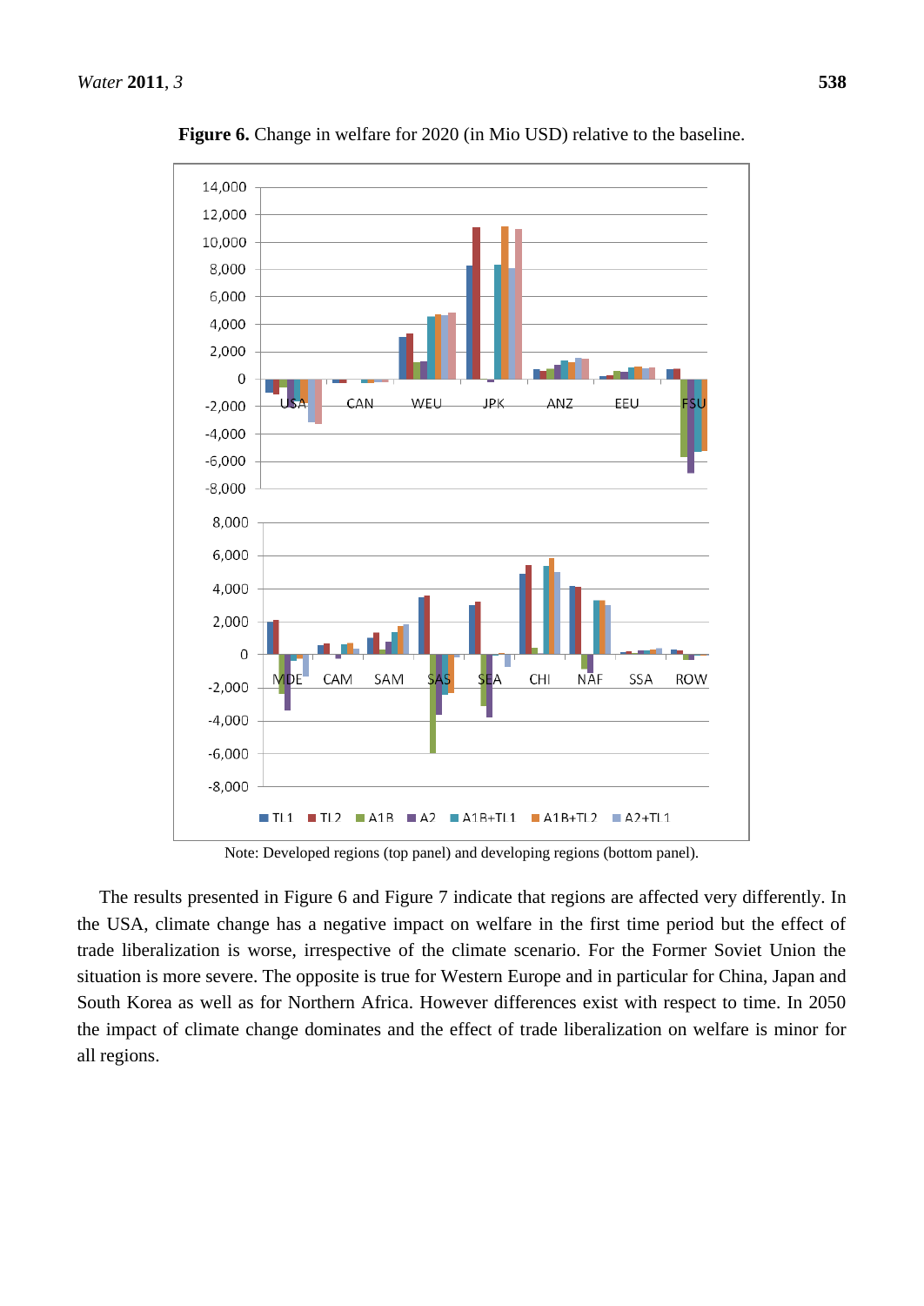**Figure 6.** Change in welfare for 2020 (in Mio USD) relative to the baseline.

Note: Developed regions (top panel) and developing regions (bottom panel).

The results presented in Figure 6 and Figure 7 indicate that regions are affected very differently. In the USA, climate change has a negative impact on welfare in the first time period but the effect of trade liberalization is worse, irrespective of the climate scenario. For the Former Soviet Union the situation is more severe. The opposite is true for Western Europe and in particular for China, Japan and South Korea as well as for Northern Africa. However differences exist with respect to time. In 2050 the impact of climate change dominates and the effect of trade liberalization on welfare is minor for all regions.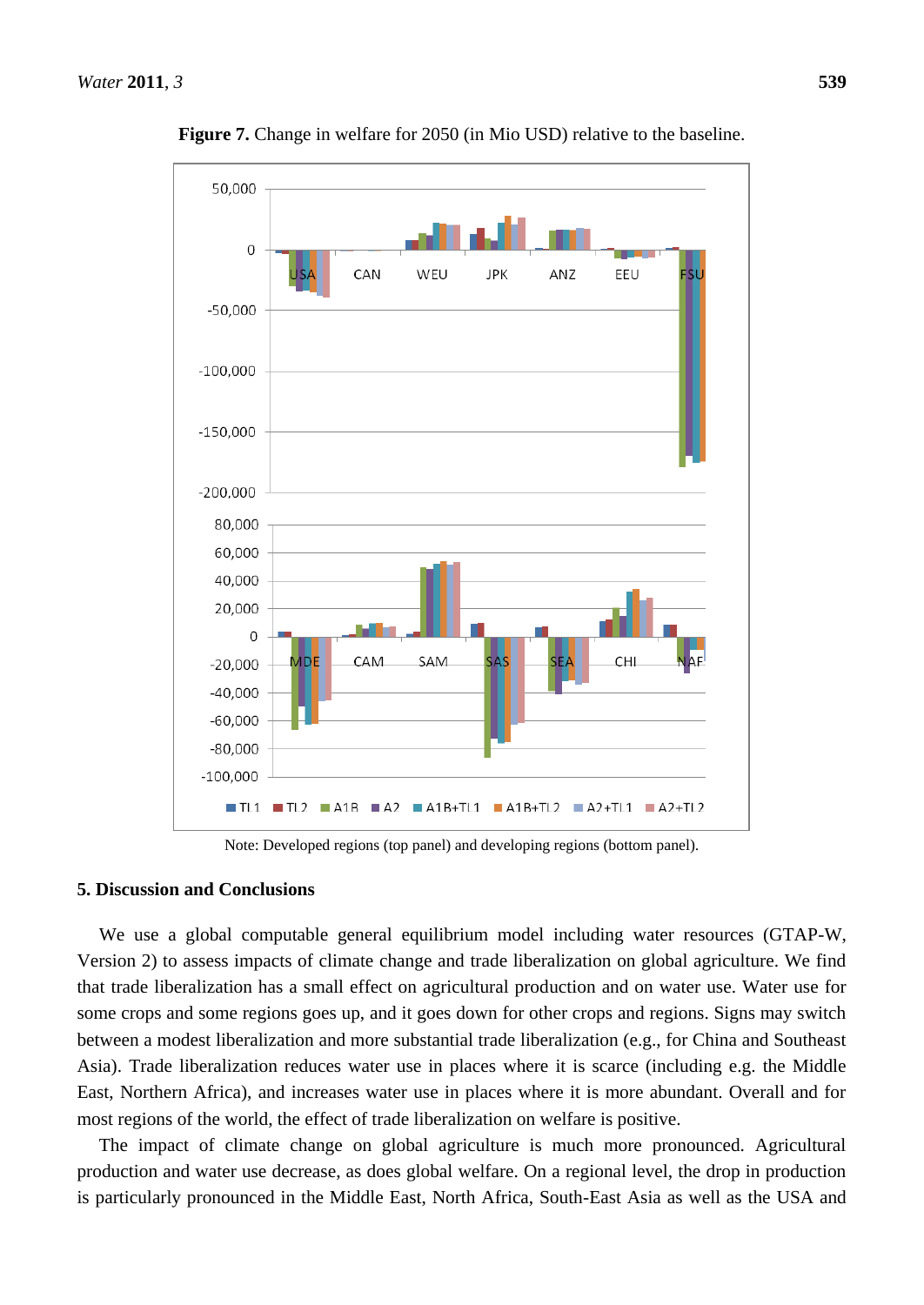**Figure 7.** Change in welfare for 2050 (in Mio USD) relative to the baseline.

Note: Developed regions (top panel) and developing regions (bottom panel).

## 5. Discussion and Conclusions

We use a global computable general equilibrium model including water resources (GTAP-W, Version 2) to assess impacts of climate change and trade liberalization on global agriculture. We find that trade liberalization has a small effect on agricultural production and on water use. Water use for some crops and some regions goes up, and it goes down for other crops and regions. Signs may switch between a modest liberalization and more substantial trade liberalization (e.g., for China and Southeast Asia). Trade liberalization reduces water use in places where it is scarce (including e.g. the Middle East, Northern Africa), and increases water use in places where it is more abundant. Overall and for most regions of the world, the effect of trade liberalization on welfare is positive.

The impact of climate change on global agriculture is much more pronounced. Agricultural production and water use decrease, as does global welfare. On a regional level, the drop in production is particularly pronounced in the Middle East, North Africa, South-East Asia as well as the USA and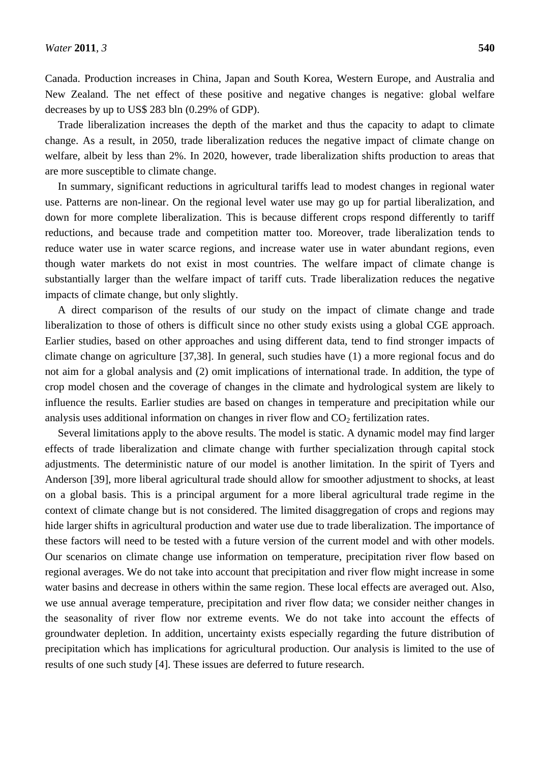Canada. Production increases in China, Japan and South Korea, Western Europe, and Australia and New Zealand. The net effect of these positive and negative changes is negative: global welfare decreases by up to US$ 283 bln (0.29% of GDP).

Trade liberalization increases the depth of the market and thus the capacity to adapt to climate change. As a result, in 2050, trade liberalization reduces the negative impact of climate change on welfare, albeit by less than 2%. In 2020, however, trade liberalization shifts production to areas that are more susceptible to climate change.

In summary, significant reductions in agricultural tariffs lead to modest changes in regional water use. Patterns are non-linear. On the regional level water use may go up for partial liberalization, and down for more complete liberalization. This is because different crops respond differently to tariff reductions, and because trade and competition matter too. Moreover, trade liberalization tends to reduce water use in water scarce regions, and increase water use in water abundant regions, even though water markets do not exist in most countries. The welfare impact of climate change is substantially larger than the welfare impact of tariff cuts. Trade liberalization reduces the negative impacts of climate change, but only slightly.

A direct comparison of the results of our study on the impact of climate change and trade liberalization to those of others is difficult since no other study exists using a global CGE approach. Earlier studies, based on other approaches and using different data, tend to find stronger impacts of climate change on agriculture [37,38]. In general, such studies have (1) a more regional focus and do not aim for a global analysis and (2) omit implications of international trade. In addition, the type of crop model chosen and the coverage of changes in the climate and hydrological system are likely to influence the results. Earlier studies are based on changes in temperature and precipitation while our analysis uses additional information on changes in river flow and $CO_2$ fertilization rates.

Several limitations apply to the above results. The model is static. A dynamic model may find larger effects of trade liberalization and climate change with further specialization through capital stock adjustments. The deterministic nature of our model is another limitation. In the spirit of Tyers and Anderson [39], more liberal agricultural trade should allow for smoother adjustment to shocks, at least on a global basis. This is a principal argument for a more liberal agricultural trade regime in the context of climate change but is not considered. The limited disaggregation of crops and regions may hide larger shifts in agricultural production and water use due to trade liberalization. The importance of these factors will need to be tested with a future version of the current model and with other models. Our scenarios on climate change use information on temperature, precipitation river flow based on regional averages. We do not take into account that precipitation and river flow might increase in some water basins and decrease in others within the same region. These local effects are averaged out. Also, we use annual average temperature, precipitation and river flow data; we consider neither changes in the seasonality of river flow nor extreme events. We do not take into account the effects of groundwater depletion. In addition, uncertainty exists especially regarding the future distribution of precipitation which has implications for agricultural production. Our analysis is limited to the use of results of one such study [4]. These issues are deferred to future research.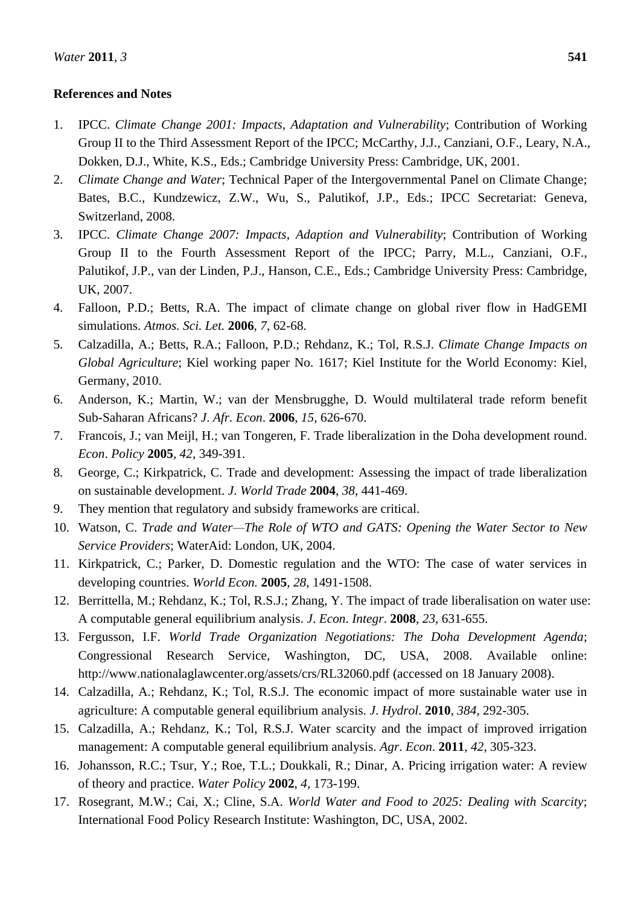**References and Notes**

1. IPCC. *Climate Change 2001: Impacts, Adaptation and Vulnerability*; Contribution of Working Group II to the Third Assessment Report of the IPCC; McCarthy, J.J., Canziani, O.F., Leary, N.A., Dokken, D.J., White, K.S., Eds.; Cambridge University Press: Cambridge, UK, 2001.
2. *Climate Change and Water*; Technical Paper of the Intergovernmental Panel on Climate Change; Bates, B.C., Kundzewicz, Z.W., Wu, S., Palutikof, J.P., Eds.; IPCC Secretariat: Geneva, Switzerland, 2008.
3. IPCC. *Climate Change 2007: Impacts, Adaption and Vulnerability*; Contribution of Working Group II to the Fourth Assessment Report of the IPCC; Parry, M.L., Canziani, O.F., Palutikof, J.P., van der Linden, P.J., Hanson, C.E., Eds.; Cambridge University Press: Cambridge, UK, 2007.
4. Falloon, P.D.; Betts, R.A. The impact of climate change on global river flow in HadGEMI simulations. *Atmos. Sci. Let.* **2006**, *7*, 62-68.
5. Calzadilla, A.; Betts, R.A.; Falloon, P.D.; Rehdanz, K.; Tol, R.S.J. *Climate Change Impacts on Global Agriculture*; Kiel working paper No. 1617; Kiel Institute for the World Economy: Kiel, Germany, 2010.
6. Anderson, K.; Martin, W.; van der Mensbrugghe, D. Would multilateral trade reform benefit Sub-Saharan Africans? *J. Afr. Econ*. **2006**, *15*, 626-670.
7. Francois, J.; van Meijl, H.; van Tongeren, F. Trade liberalization in the Doha development round. *Econ. Policy* **2005**, *42*, 349-391.
8. George, C.; Kirkpatrick, C. Trade and development: Assessing the impact of trade liberalization on sustainable development. *J. World Trade* **2004**, *38*, 441-469.
9. They mention that regulatory and subsidy frameworks are critical.
10. Watson, C. *Trade and Water—The Role of WTO and GATS: Opening the Water Sector to New Service Providers*; WaterAid: London, UK, 2004.
11. Kirkpatrick, C.; Parker, D. Domestic regulation and the WTO: The case of water services in developing countries. *World Econ.* **2005**, *28*, 1491-1508.
12. Berrittella, M.; Rehdanz, K.; Tol, R.S.J.; Zhang, Y. The impact of trade liberalisation on water use: A computable general equilibrium analysis. *J. Econ. Integr*. **2008**, *23*, 631-655.
13. Fergusson, I.F. *World Trade Organization Negotiations: The Doha Development Agenda*; Congressional Research Service, Washington, DC, USA, 2008. Available online: http://www.nationalaglawcenter.org/assets/crs/RL32060.pdf (accessed on 18 January 2008).
14. Calzadilla, A.; Rehdanz, K.; Tol, R.S.J. The economic impact of more sustainable water use in agriculture: A computable general equilibrium analysis. *J. Hydrol*. **2010**, *384*, 292-305.
15. Calzadilla, A.; Rehdanz, K.; Tol, R.S.J. Water scarcity and the impact of improved irrigation management: A computable general equilibrium analysis. *Agr. Econ.* **2011**, *42*, 305-323.
16. Johansson, R.C.; Tsur, Y.; Roe, T.L.; Doukkali, R.; Dinar, A. Pricing irrigation water: A review of theory and practice. *Water Policy* **2002**, *4*, 173-199.
17. Rosegrant, M.W.; Cai, X.; Cline, S.A. *World Water and Food to 2025: Dealing with Scarcity*; International Food Policy Research Institute: Washington, DC, USA, 2002.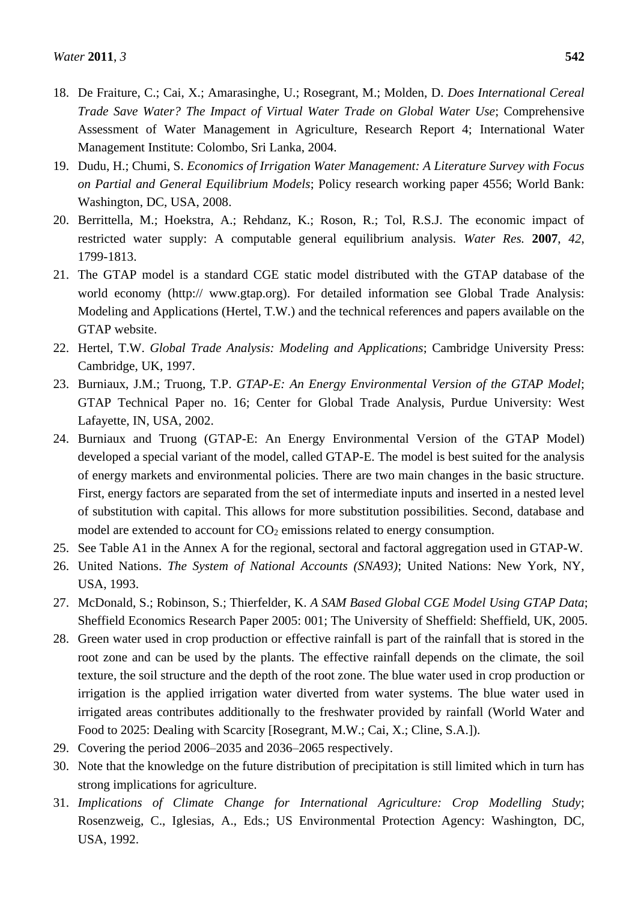18. De Fraiture, C.; Cai, X.; Amarasinghe, U.; Rosegrant, M.; Molden, D. *Does International Cereal Trade Save Water? The Impact of Virtual Water Trade on Global Water Use*; Comprehensive Assessment of Water Management in Agriculture, Research Report 4; International Water Management Institute: Colombo, Sri Lanka, 2004.
19. Dudu, H.; Chumi, S. *Economics of Irrigation Water Management: A Literature Survey with Focus on Partial and General Equilibrium Models*; Policy research working paper 4556; World Bank: Washington, DC, USA, 2008.
20. Berrittella, M.; Hoekstra, A.; Rehdanz, K.; Roson, R.; Tol, R.S.J. The economic impact of restricted water supply: A computable general equilibrium analysis. *Water Res.* **2007**, *42*, 1799-1813.
21. The GTAP model is a standard CGE static model distributed with the GTAP database of the world economy (http:// www.gtap.org). For detailed information see Global Trade Analysis: Modeling and Applications (Hertel, T.W.) and the technical references and papers available on the GTAP website.
22. Hertel, T.W. *Global Trade Analysis: Modeling and Applications*; Cambridge University Press: Cambridge, UK, 1997.
23. Burniaux, J.M.; Truong, T.P. *GTAP-E: An Energy Environmental Version of the GTAP Model*; GTAP Technical Paper no. 16; Center for Global Trade Analysis, Purdue University: West Lafayette, IN, USA, 2002.
24. Burniaux and Truong (GTAP-E: An Energy Environmental Version of the GTAP Model) developed a special variant of the model, called GTAP-E. The model is best suited for the analysis of energy markets and environmental policies. There are two main changes in the basic structure. First, energy factors are separated from the set of intermediate inputs and inserted in a nested level of substitution with capital. This allows for more substitution possibilities. Second, database and model are extended to account for $CO_2$ emissions related to energy consumption.
25. See Table A1 in the Annex A for the regional, sectoral and factoral aggregation used in GTAP-W.
26. United Nations. *The System of National Accounts (SNA93)*; United Nations: New York, NY, USA, 1993.
27. McDonald, S.; Robinson, S.; Thierfelder, K. *A SAM Based Global CGE Model Using GTAP Data*; Sheffield Economics Research Paper 2005: 001; The University of Sheffield: Sheffield, UK, 2005.
28. Green water used in crop production or effective rainfall is part of the rainfall that is stored in the root zone and can be used by the plants. The effective rainfall depends on the climate, the soil texture, the soil structure and the depth of the root zone. The blue water used in crop production or irrigation is the applied irrigation water diverted from water systems. The blue water used in irrigated areas contributes additionally to the freshwater provided by rainfall (World Water and Food to 2025: Dealing with Scarcity [Rosegrant, M.W.; Cai, X.; Cline, S.A.]).
29. Covering the period 2006–2035 and 2036–2065 respectively.
30. Note that the knowledge on the future distribution of precipitation is still limited which in turn has strong implications for agriculture.
31. *Implications of Climate Change for International Agriculture: Crop Modelling Study*; Rosenzweig, C., Iglesias, A., Eds.; US Environmental Protection Agency: Washington, DC, USA, 1992.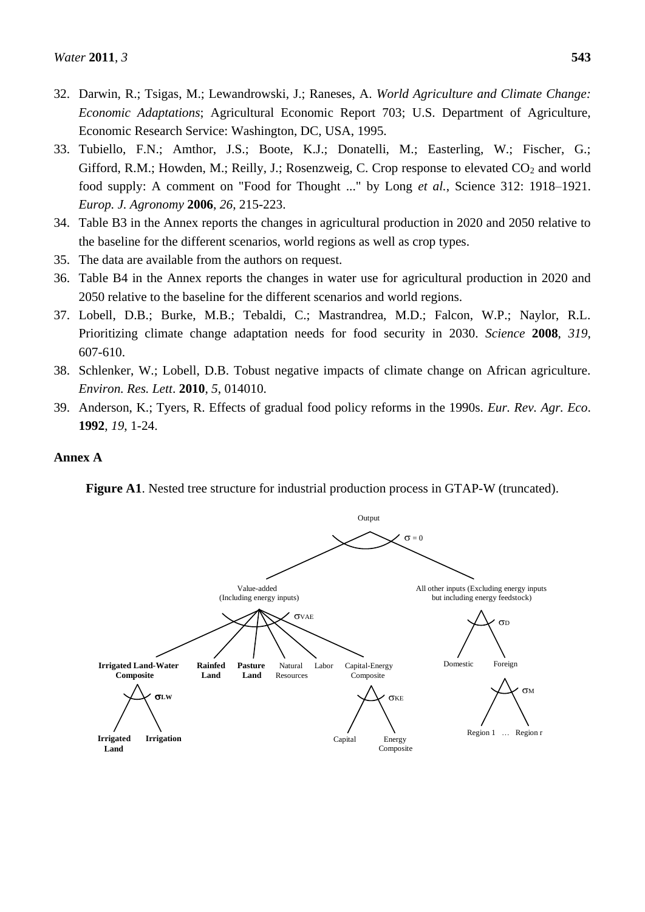32. Darwin, R.; Tsigas, M.; Lewandrowski, J.; Raneses, A. *World Agriculture and Climate Change: Economic Adaptations*; Agricultural Economic Report 703; U.S. Department of Agriculture, Economic Research Service: Washington, DC, USA, 1995.
33. Tubiello, F.N.; Amthor, J.S.; Boote, K.J.; Donatelli, M.; Easterling, W.; Fischer, G.; Gifford, R.M.; Howden, M.; Reilly, J.; Rosenzweig, C. Crop response to elevated $CO_2$ and world food supply: A comment on "Food for Thought ..." by Long *et al.*, Science 312: 1918–1921. *Europ. J. Agronomy* **2006**, *26*, 215-223.
34. Table B3 in the Annex reports the changes in agricultural production in 2020 and 2050 relative to the baseline for the different scenarios, world regions as well as crop types.
35. The data are available from the authors on request.
36. Table B4 in the Annex reports the changes in water use for agricultural production in 2020 and 2050 relative to the baseline for the different scenarios and world regions.
37. Lobell, D.B.; Burke, M.B.; Tebaldi, C.; Mastrandrea, M.D.; Falcon, W.P.; Naylor, R.L. Prioritizing climate change adaptation needs for food security in 2030. *Science* **2008**, *319*, 607-610.
38. Schlenker, W.; Lobell, D.B. Tobust negative impacts of climate change on African agriculture. *Environ. Res. Lett*. **2010**, *5*, 014010.
39. Anderson, K.; Tyers, R. Effects of gradual food policy reforms in the 1990s. *Eur. Rev. Agr. Eco*. **1992**, *19*, 1-24.

## Annex A

**Figure A1**. Nested tree structure for industrial production process in GTAP-W (truncated).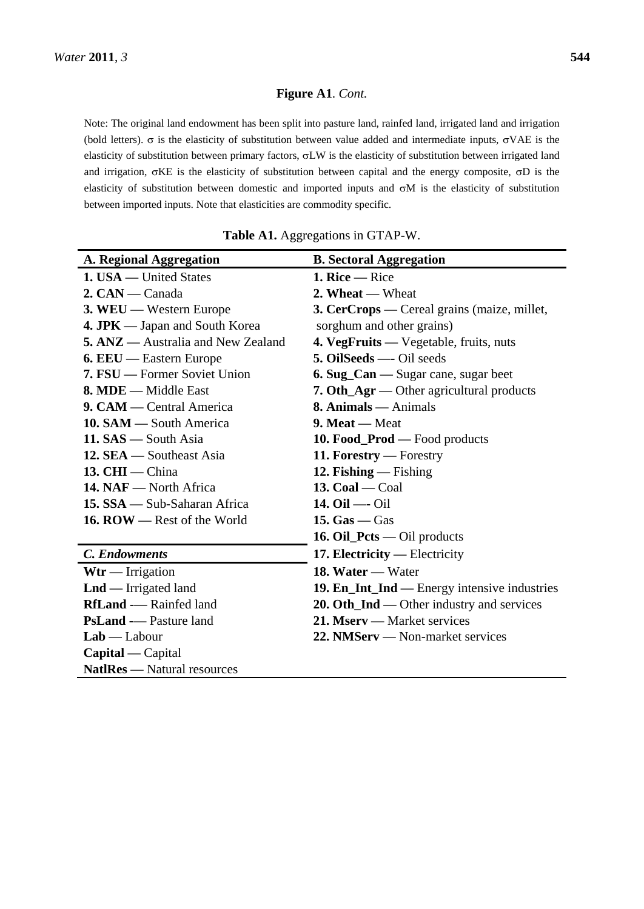**Figure A1**. *Cont.*

Note: The original land endowment has been split into pasture land, rainfed land, irrigated land and irrigation (bold letters). $\sigma$ is the elasticity of substitution between value added and intermediate inputs, $\sigma$VAE is the elasticity of substitution between primary factors, $\sigma$LW is the elasticity of substitution between irrigated land and irrigation, $\sigma$KE is the elasticity of substitution between capital and the energy composite, $\sigma$D is the elasticity of substitution between domestic and imported inputs and $\sigma$M is the elasticity of substitution between imported inputs. Note that elasticities are commodity specific.

**Table A1.** Aggregations in GTAP-W.

| **A. Regional Aggregation** | **B. Sectoral Aggregation** |
|---|---|
| **1. USA** — United States | **1. Rice** — Rice |
| **2. CAN** — Canada | **2. Wheat** — Wheat |
| **3. WEU** — Western Europe | **3. CerCrops** — Cereal grains (maize, millet, sorghum and other grains) |
| **4. JPK** — Japan and South Korea | **4. VegFruits** — Vegetable, fruits, nuts |
| **5. ANZ** — Australia and New Zealand | **5. OilSeeds** —- Oil seeds |
| **6. EEU** — Eastern Europe | **6. Sug_Can** — Sugar cane, sugar beet |
| **7. FSU** — Former Soviet Union | **7. Oth_Agr** — Other agricultural products |
| **8. MDE** — Middle East | **8. Animals** — Animals |
| **9. CAM** — Central America | **9. Meat** — Meat |
| **10. SAM** — South America | **10. Food_Prod** — Food products |
| **11. SAS** — South Asia | **11. Forestry** — Forestry |
| **12. SEA** — Southeast Asia | **12. Fishing** — Fishing |
| **13. CHI** — China | **13. Coal** — Coal |
| **14. NAF** — North Africa | **14. Oil** —- Oil |
| **15. SSA** — Sub-Saharan Africa | **15. Gas** — Gas |
| **16. ROW** — Rest of the World | **16. Oil_Pcts** — Oil products |
| ***C. Endowments*** | **17. Electricity** — Electricity |
| **Wtr** — Irrigation | **18. Water** — Water |
| **Lnd** — Irrigated land | **19. En_Int_Ind** — Energy intensive industries |
| **RfLand** -— Rainfed land | **20. Oth_Ind** — Other industry and services |
| **PsLand** -— Pasture land | **21. Mserv** — Market services |
| **Lab** — Labour | **22. NMServ** — Non-market services |
| **Capital** — Capital | |
| **NatlRes** — Natural resources | |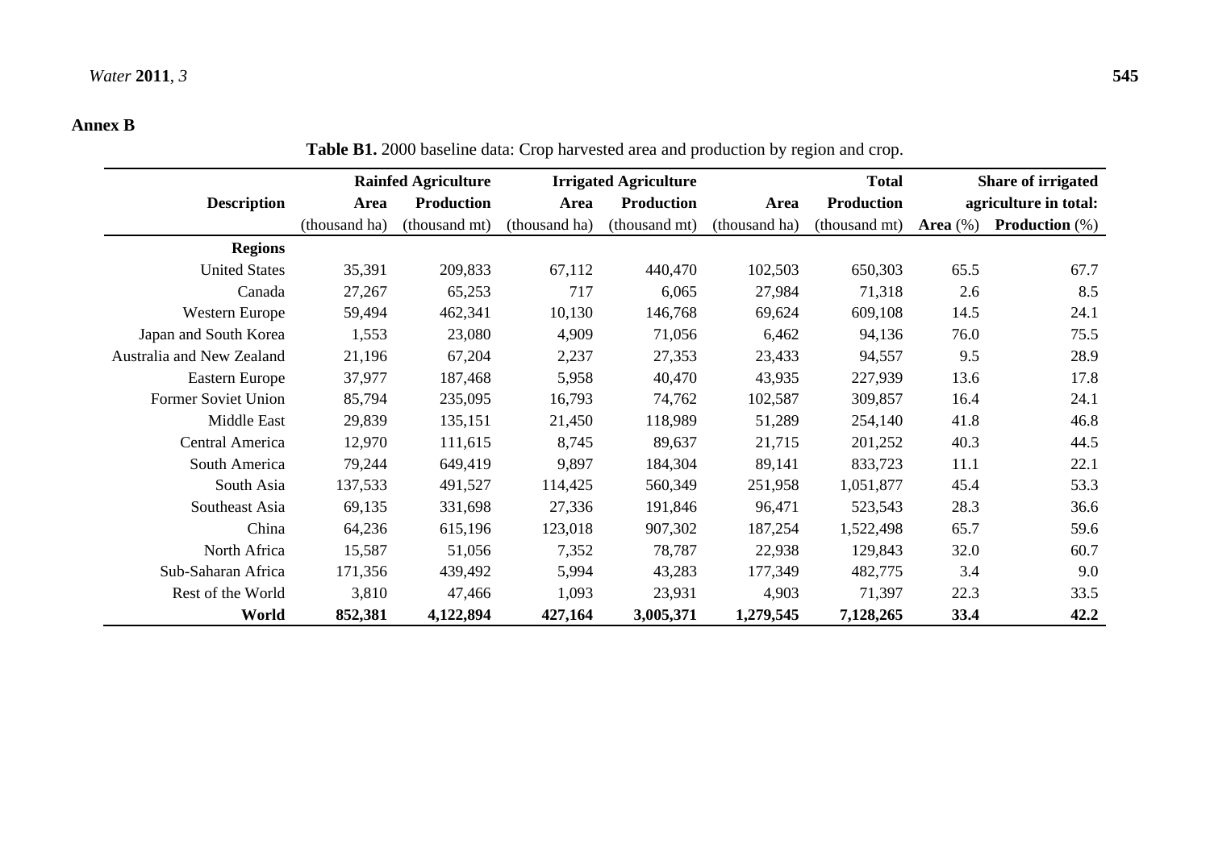## Annex B

**Table B1.** 2000 baseline data: Crop harvested area and production by region and crop.

| Description | Rainfed Agriculture | | Irrigated Agriculture | | Total | | Share of irrigated agriculture in total: | |
|---|---|---|---|---|---|---|---|---|
| | Area (thousand ha) | Production (thousand mt) | Area (thousand ha) | Production (thousand mt) | Area (thousand ha) | Production (thousand mt) | Area (%) | Production (%) |
| **Regions** | | | | | | | | |
| United States | 35,391 | 209,833 | 67,112 | 440,470 | 102,503 | 650,303 | 65.5 | 67.7 |
| Canada | 27,267 | 65,253 | 717 | 6,065 | 27,984 | 71,318 | 2.6 | 8.5 |
| Western Europe | 59,494 | 462,341 | 10,130 | 146,768 | 69,624 | 609,108 | 14.5 | 24.1 |
| Japan and South Korea | 1,553 | 23,080 | 4,909 | 71,056 | 6,462 | 94,136 | 76.0 | 75.5 |
| Australia and New Zealand | 21,196 | 67,204 | 2,237 | 27,353 | 23,433 | 94,557 | 9.5 | 28.9 |
| Eastern Europe | 37,977 | 187,468 | 5,958 | 40,470 | 43,935 | 227,939 | 13.6 | 17.8 |
| Former Soviet Union | 85,794 | 235,095 | 16,793 | 74,762 | 102,587 | 309,857 | 16.4 | 24.1 |
| Middle East | 29,839 | 135,151 | 21,450 | 118,989 | 51,289 | 254,140 | 41.8 | 46.8 |
| Central America | 12,970 | 111,615 | 8,745 | 89,637 | 21,715 | 201,252 | 40.3 | 44.5 |
| South America | 79,244 | 649,419 | 9,897 | 184,304 | 89,141 | 833,723 | 11.1 | 22.1 |
| South Asia | 137,533 | 491,527 | 114,425 | 560,349 | 251,958 | 1,051,877 | 45.4 | 53.3 |
| Southeast Asia | 69,135 | 331,698 | 27,336 | 191,846 | 96,471 | 523,543 | 28.3 | 36.6 |
| China | 64,236 | 615,196 | 123,018 | 907,302 | 187,254 | 1,522,498 | 65.7 | 59.6 |
| North Africa | 15,587 | 51,056 | 7,352 | 78,787 | 22,938 | 129,843 | 32.0 | 60.7 |
| Sub-Saharan Africa | 171,356 | 439,492 | 5,994 | 43,283 | 177,349 | 482,775 | 3.4 | 9.0 |
| Rest of the World | 3,810 | 47,466 | 1,093 | 23,931 | 4,903 | 71,397 | 22.3 | 33.5 |
| **World** | **852,381** | **4,122,894** | **427,164** | **3,005,371** | **1,279,545** | **7,128,265** | **33.4** | **42.2** |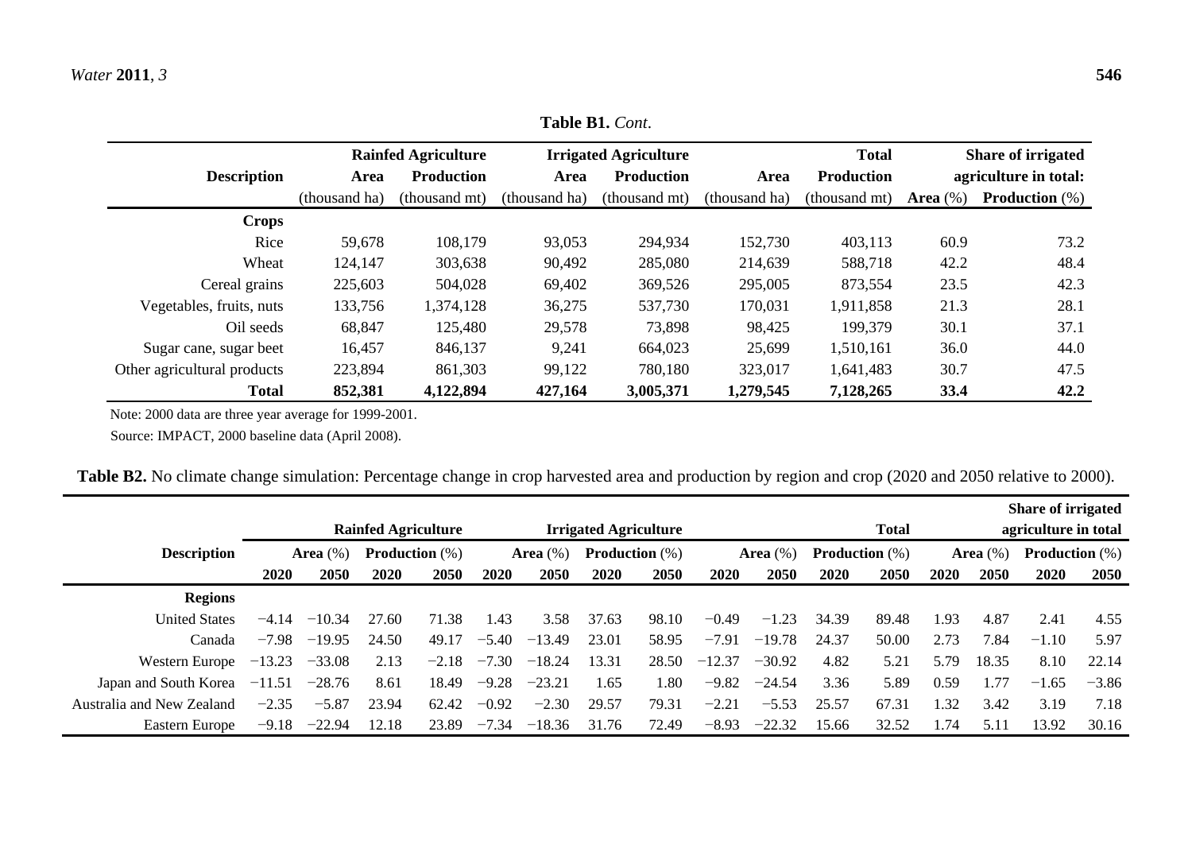**Table B1.** *Cont.*

| Description | Rainfed Agriculture | | Irrigated Agriculture | | Total | | Share of irrigated agriculture in total: | |
|---|---|---|---|---|---|---|---|---|
| | Area (thousand ha) | Production (thousand mt) | Area (thousand ha) | Production (thousand mt) | Area (thousand ha) | Production (thousand mt) | Area (%) | Production (%) |
| **Crops** | | | | | | | | |
| Rice | 59,678 | 108,179 | 93,053 | 294,934 | 152,730 | 403,113 | 60.9 | 73.2 |
| Wheat | 124,147 | 303,638 | 90,492 | 285,080 | 214,639 | 588,718 | 42.2 | 48.4 |
| Cereal grains | 225,603 | 504,028 | 69,402 | 369,526 | 295,005 | 873,554 | 23.5 | 42.3 |
| Vegetables, fruits, nuts | 133,756 | 1,374,128 | 36,275 | 537,730 | 170,031 | 1,911,858 | 21.3 | 28.1 |
| Oil seeds | 68,847 | 125,480 | 29,578 | 73,898 | 98,425 | 199,379 | 30.1 | 37.1 |
| Sugar cane, sugar beet | 16,457 | 846,137 | 9,241 | 664,023 | 25,699 | 1,510,161 | 36.0 | 44.0 |
| Other agricultural products | 223,894 | 861,303 | 99,122 | 780,180 | 323,017 | 1,641,483 | 30.7 | 47.5 |
| **Total** | **852,381** | **4,122,894** | **427,164** | **3,005,371** | **1,279,545** | **7,128,265** | **33.4** | **42.2** |

Note: 2000 data are three year average for 1999-2001.

Source: IMPACT, 2000 baseline data (April 2008).

**Table B2.** No climate change simulation: Percentage change in crop harvested area and production by region and crop (2020 and 2050 relative to 2000).

| Description | Rainfed Agriculture | | | | Irrigated Agriculture | | | | Total | | | | Share of irrigated agriculture in total | | | |
|---|---|---|---|---|---|---|---|---|---|---|---|---|---|---|---|---|
| | Area (%) | | Production (%) | | Area (%) | | Production (%) | | Area (%) | | Production (%) | | Area (%) | | Production (%) | |
| | 2020 | 2050 | 2020 | 2050 | 2020 | 2050 | 2020 | 2050 | 2020 | 2050 | 2020 | 2050 | 2020 | 2050 | 2020 | 2050 |
| **Regions** | | | | | | | | | | | | | | | | |
| United States | −4.14 | −10.34 | 27.60 | 71.38 | 1.43 | 3.58 | 37.63 | 98.10 | −0.49 | −1.23 | 34.39 | 89.48 | 1.93 | 4.87 | 2.41 | 4.55 |
| Canada | −7.98 | −19.95 | 24.50 | 49.17 | −5.40 | −13.49 | 23.01 | 58.95 | −7.91 | −19.78 | 24.37 | 50.00 | 2.73 | 7.84 | −1.10 | 5.97 |
| Western Europe | −13.23 | −33.08 | 2.13 | −2.18 | −7.30 | −18.24 | 13.31 | 28.50 | −12.37 | −30.92 | 4.82 | 5.21 | 5.79 | 18.35 | 8.10 | 22.14 |
| Japan and South Korea | −11.51 | −28.76 | 8.61 | 18.49 | −9.28 | −23.21 | 1.65 | 1.80 | −9.82 | −24.54 | 3.36 | 5.89 | 0.59 | 1.77 | −1.65 | −3.86 |
| Australia and New Zealand | −2.35 | −5.87 | 23.94 | 62.42 | −0.92 | −2.30 | 29.57 | 79.31 | −2.21 | −5.53 | 25.57 | 67.31 | 1.32 | 3.42 | 3.19 | 7.18 |
| Eastern Europe | −9.18 | −22.94 | 12.18 | 23.89 | −7.34 | −18.36 | 31.76 | 72.49 | −8.93 | −22.32 | 15.66 | 32.52 | 1.74 | 5.11 | 13.92 | 30.16 |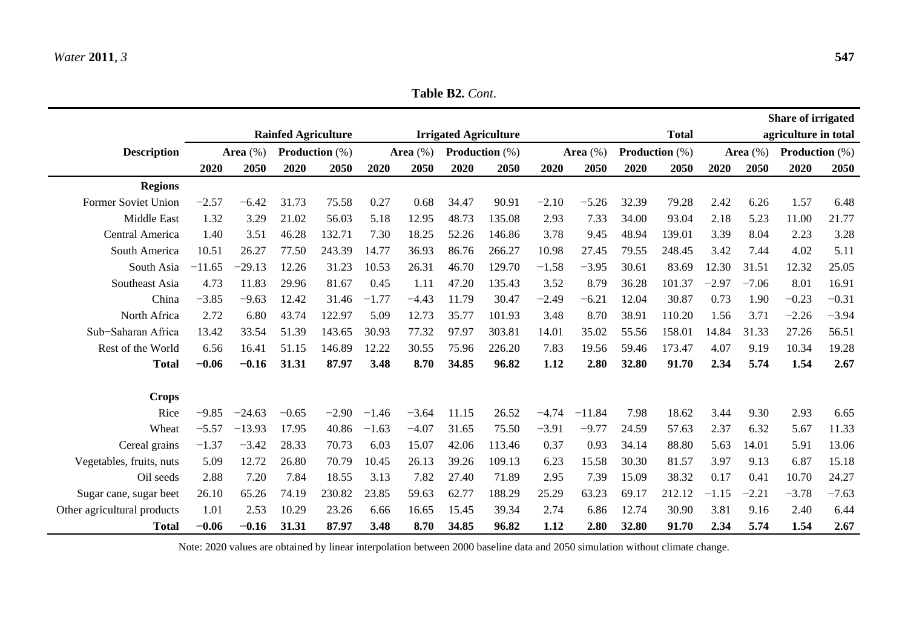**Table B2.** *Cont*.

| Description | Rainfed Agriculture | | | | Irrigated Agriculture | | | | Total | | | | Share of irrigated agriculture in total | | | |
|---|---|---|---|---|---|---|---|---|---|---|---|---|---|---|---|---|
| | Area (%) | | Production (%) | | Area (%) | | Production (%) | | Area (%) | | Production (%) | | Area (%) | | Production (%) | |
| | 2020 | 2050 | 2020 | 2050 | 2020 | 2050 | 2020 | 2050 | 2020 | 2050 | 2020 | 2050 | 2020 | 2050 | 2020 | 2050 |
| **Regions** | | | | | | | | | | | | | | | | |
| Former Soviet Union | −2.57 | −6.42 | 31.73 | 75.58 | 0.27 | 0.68 | 34.47 | 90.91 | −2.10 | −5.26 | 32.39 | 79.28 | 2.42 | 6.26 | 1.57 | 6.48 |
| Middle East | 1.32 | 3.29 | 21.02 | 56.03 | 5.18 | 12.95 | 48.73 | 135.08 | 2.93 | 7.33 | 34.00 | 93.04 | 2.18 | 5.23 | 11.00 | 21.77 |
| Central America | 1.40 | 3.51 | 46.28 | 132.71 | 7.30 | 18.25 | 52.26 | 146.86 | 3.78 | 9.45 | 48.94 | 139.01 | 3.39 | 8.04 | 2.23 | 3.28 |
| South America | 10.51 | 26.27 | 77.50 | 243.39 | 14.77 | 36.93 | 86.76 | 266.27 | 10.98 | 27.45 | 79.55 | 248.45 | 3.42 | 7.44 | 4.02 | 5.11 |
| South Asia | −11.65 | −29.13 | 12.26 | 31.23 | 10.53 | 26.31 | 46.70 | 129.70 | −1.58 | −3.95 | 30.61 | 83.69 | 12.30 | 31.51 | 12.32 | 25.05 |
| Southeast Asia | 4.73 | 11.83 | 29.96 | 81.67 | 0.45 | 1.11 | 47.20 | 135.43 | 3.52 | 8.79 | 36.28 | 101.37 | −2.97 | −7.06 | 8.01 | 16.91 |
| China | −3.85 | −9.63 | 12.42 | 31.46 | −1.77 | −4.43 | 11.79 | 30.47 | −2.49 | −6.21 | 12.04 | 30.87 | 0.73 | 1.90 | −0.23 | −0.31 |
| North Africa | 2.72 | 6.80 | 43.74 | 122.97 | 5.09 | 12.73 | 35.77 | 101.93 | 3.48 | 8.70 | 38.91 | 110.20 | 1.56 | 3.71 | −2.26 | −3.94 |
| Sub−Saharan Africa | 13.42 | 33.54 | 51.39 | 143.65 | 30.93 | 77.32 | 97.97 | 303.81 | 14.01 | 35.02 | 55.56 | 158.01 | 14.84 | 31.33 | 27.26 | 56.51 |
| Rest of the World | 6.56 | 16.41 | 51.15 | 146.89 | 12.22 | 30.55 | 75.96 | 226.20 | 7.83 | 19.56 | 59.46 | 173.47 | 4.07 | 9.19 | 10.34 | 19.28 |
| **Total** | **−0.06** | **−0.16** | **31.31** | **87.97** | **3.48** | **8.70** | **34.85** | **96.82** | **1.12** | **2.80** | **32.80** | **91.70** | **2.34** | **5.74** | **1.54** | **2.67** |
| **Crops** | | | | | | | | | | | | | | | | |
| Rice | −9.85 | −24.63 | −0.65 | −2.90 | −1.46 | −3.64 | 11.15 | 26.52 | −4.74 | −11.84 | 7.98 | 18.62 | 3.44 | 9.30 | 2.93 | 6.65 |
| Wheat | −5.57 | −13.93 | 17.95 | 40.86 | −1.63 | −4.07 | 31.65 | 75.50 | −3.91 | −9.77 | 24.59 | 57.63 | 2.37 | 6.32 | 5.67 | 11.33 |
| Cereal grains | −1.37 | −3.42 | 28.33 | 70.73 | 6.03 | 15.07 | 42.06 | 113.46 | 0.37 | 0.93 | 34.14 | 88.80 | 5.63 | 14.01 | 5.91 | 13.06 |
| Vegetables, fruits, nuts | 5.09 | 12.72 | 26.80 | 70.79 | 10.45 | 26.13 | 39.26 | 109.13 | 6.23 | 15.58 | 30.30 | 81.57 | 3.97 | 9.13 | 6.87 | 15.18 |
| Oil seeds | 2.88 | 7.20 | 7.84 | 18.55 | 3.13 | 7.82 | 27.40 | 71.89 | 2.95 | 7.39 | 15.09 | 38.32 | 0.17 | 0.41 | 10.70 | 24.27 |
| Sugar cane, sugar beet | 26.10 | 65.26 | 74.19 | 230.82 | 23.85 | 59.63 | 62.77 | 188.29 | 25.29 | 63.23 | 69.17 | 212.12 | −1.15 | −2.21 | −3.78 | −7.63 |
| Other agricultural products | 1.01 | 2.53 | 10.29 | 23.26 | 6.66 | 16.65 | 15.45 | 39.34 | 2.74 | 6.86 | 12.74 | 30.90 | 3.81 | 9.16 | 2.40 | 6.44 |
| **Total** | **−0.06** | **−0.16** | **31.31** | **87.97** | **3.48** | **8.70** | **34.85** | **96.82** | **1.12** | **2.80** | **32.80** | **91.70** | **2.34** | **5.74** | **1.54** | **2.67** |

Note: 2020 values are obtained by linear interpolation between 2000 baseline data and 2050 simulation without climate change.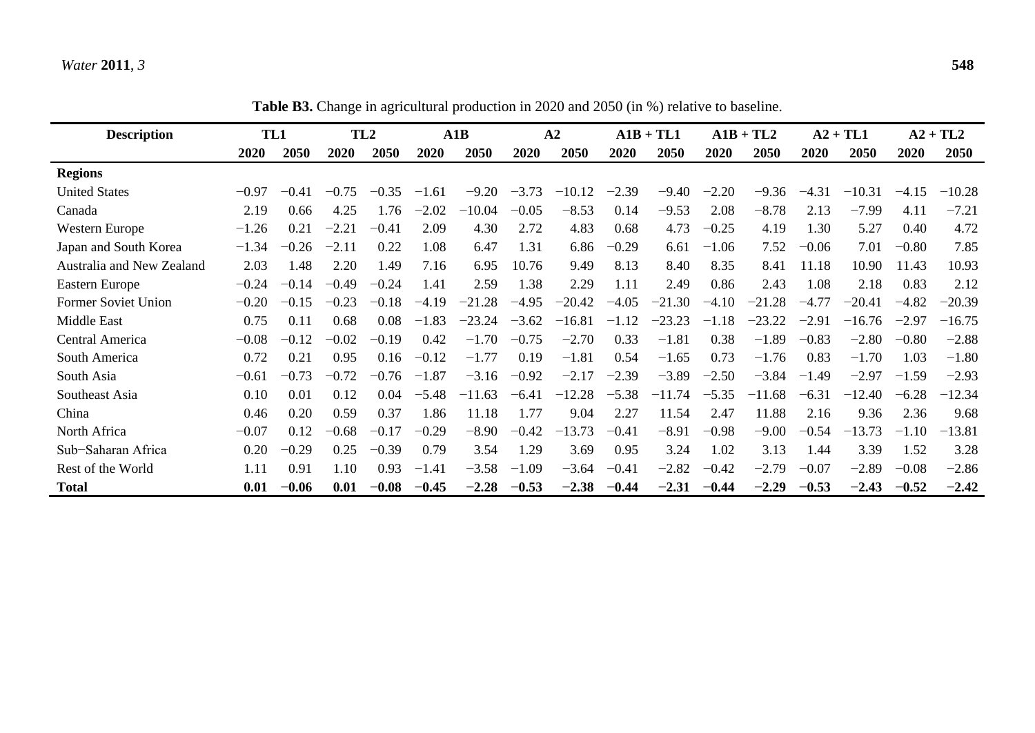**Table B3.** Change in agricultural production in 2020 and 2050 (in %) relative to baseline.

| Description | TL1 | | TL2 | | A1B | | A2 | | A1B + TL1 | | A1B + TL2 | | A2 + TL1 | | A2 + TL2 | |
|---|---|---|---|---|---|---|---|---|---|---|---|---|---|---|---|---|
| | **2020** | **2050** | **2020** | **2050** | **2020** | **2050** | **2020** | **2050** | **2020** | **2050** | **2020** | **2050** | **2020** | **2050** | **2020** | **2050** |
| **Regions** | | | | | | | | | | | | | | | | |
| United States | −0.97 | −0.41 | −0.75 | −0.35 | −1.61 | −9.20 | −3.73 | −10.12 | −2.39 | −9.40 | −2.20 | −9.36 | −4.31 | −10.31 | −4.15 | −10.28 |
| Canada | 2.19 | 0.66 | 4.25 | 1.76 | −2.02 | −10.04 | −0.05 | −8.53 | 0.14 | −9.53 | 2.08 | −8.78 | 2.13 | −7.99 | 4.11 | −7.21 |
| Western Europe | −1.26 | 0.21 | −2.21 | −0.41 | 2.09 | 4.30 | 2.72 | 4.83 | 0.68 | 4.73 | −0.25 | 4.19 | 1.30 | 5.27 | 0.40 | 4.72 |
| Japan and South Korea | −1.34 | −0.26 | −2.11 | 0.22 | 1.08 | 6.47 | 1.31 | 6.86 | −0.29 | 6.61 | −1.06 | 7.52 | −0.06 | 7.01 | −0.80 | 7.85 |
| Australia and New Zealand | 2.03 | 1.48 | 2.20 | 1.49 | 7.16 | 6.95 | 10.76 | 9.49 | 8.13 | 8.40 | 8.35 | 8.41 | 11.18 | 10.90 | 11.43 | 10.93 |
| Eastern Europe | −0.24 | −0.14 | −0.49 | −0.24 | 1.41 | 2.59 | 1.38 | 2.29 | 1.11 | 2.49 | 0.86 | 2.43 | 1.08 | 2.18 | 0.83 | 2.12 |
| Former Soviet Union | −0.20 | −0.15 | −0.23 | −0.18 | −4.19 | −21.28 | −4.95 | −20.42 | −4.05 | −21.30 | −4.10 | −21.28 | −4.77 | −20.41 | −4.82 | −20.39 |
| Middle East | 0.75 | 0.11 | 0.68 | 0.08 | −1.83 | −23.24 | −3.62 | −16.81 | −1.12 | −23.23 | −1.18 | −23.22 | −2.91 | −16.76 | −2.97 | −16.75 |
| Central America | −0.08 | −0.12 | −0.02 | −0.19 | 0.42 | −1.70 | −0.75 | −2.70 | 0.33 | −1.81 | 0.38 | −1.89 | −0.83 | −2.80 | −0.80 | −2.88 |
| South America | 0.72 | 0.21 | 0.95 | 0.16 | −0.12 | −1.77 | 0.19 | −1.81 | 0.54 | −1.65 | 0.73 | −1.76 | 0.83 | −1.70 | 1.03 | −1.80 |
| South Asia | −0.61 | −0.73 | −0.72 | −0.76 | −1.87 | −3.16 | −0.92 | −2.17 | −2.39 | −3.89 | −2.50 | −3.84 | −1.49 | −2.97 | −1.59 | −2.93 |
| Southeast Asia | 0.10 | 0.01 | 0.12 | 0.04 | −5.48 | −11.63 | −6.41 | −12.28 | −5.38 | −11.74 | −5.35 | −11.68 | −6.31 | −12.40 | −6.28 | −12.34 |
| China | 0.46 | 0.20 | 0.59 | 0.37 | 1.86 | 11.18 | 1.77 | 9.04 | 2.27 | 11.54 | 2.47 | 11.88 | 2.16 | 9.36 | 2.36 | 9.68 |
| North Africa | −0.07 | 0.12 | −0.68 | −0.17 | −0.29 | −8.90 | −0.42 | −13.73 | −0.41 | −8.91 | −0.98 | −9.00 | −0.54 | −13.73 | −1.10 | −13.81 |
| Sub−Saharan Africa | 0.20 | −0.29 | 0.25 | −0.39 | 0.79 | 3.54 | 1.29 | 3.69 | 0.95 | 3.24 | 1.02 | 3.13 | 1.44 | 3.39 | 1.52 | 3.28 |
| Rest of the World | 1.11 | 0.91 | 1.10 | 0.93 | −1.41 | −3.58 | −1.09 | −3.64 | −0.41 | −2.82 | −0.42 | −2.79 | −0.07 | −2.89 | −0.08 | −2.86 |
| **Total** | **0.01** | **−0.06** | **0.01** | **−0.08** | **−0.45** | **−2.28** | **−0.53** | **−2.38** | **−0.44** | **−2.31** | **−0.44** | **−2.29** | **−0.53** | **−2.43** | **−0.52** | **−2.42** |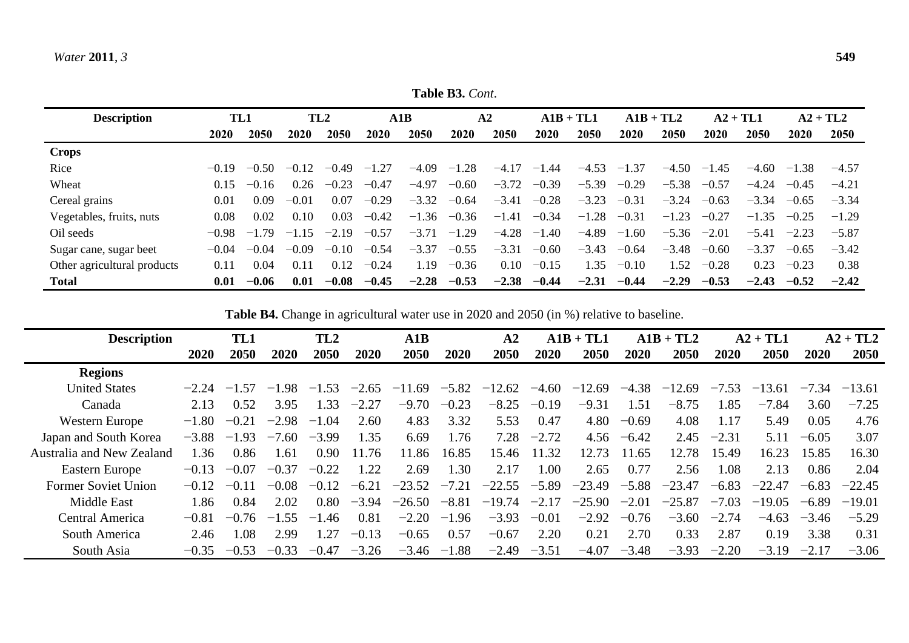**Table B3.** *Cont.*

| Description | TL1 | | TL2 | | A1B | | A2 | | A1B + TL1 | | A1B + TL2 | | A2 + TL1 | | A2 + TL2 | |
|---|---|---|---|---|---|---|---|---|---|---|---|---|---|---|---|---|
| | 2020 | 2050 | 2020 | 2050 | 2020 | 2050 | 2020 | 2050 | 2020 | 2050 | 2020 | 2050 | 2020 | 2050 | 2020 | 2050 |
| **Crops** | | | | | | | | | | | | | | | | |
| Rice | −0.19 | −0.50 | −0.12 | −0.49 | −1.27 | −4.09 | −1.28 | −4.17 | −1.44 | −4.53 | −1.37 | −4.50 | −1.45 | −4.60 | −1.38 | −4.57 |
| Wheat | 0.15 | −0.16 | 0.26 | −0.23 | −0.47 | −4.97 | −0.60 | −3.72 | −0.39 | −5.39 | −0.29 | −5.38 | −0.57 | −4.24 | −0.45 | −4.21 |
| Cereal grains | 0.01 | 0.09 | −0.01 | 0.07 | −0.29 | −3.32 | −0.64 | −3.41 | −0.28 | −3.23 | −0.31 | −3.24 | −0.63 | −3.34 | −0.65 | −3.34 |
| Vegetables, fruits, nuts | 0.08 | 0.02 | 0.10 | 0.03 | −0.42 | −1.36 | −0.36 | −1.41 | −0.34 | −1.28 | −0.31 | −1.23 | −0.27 | −1.35 | −0.25 | −1.29 |
| Oil seeds | −0.98 | −1.79 | −1.15 | −2.19 | −0.57 | −3.71 | −1.29 | −4.28 | −1.40 | −4.89 | −1.60 | −5.36 | −2.01 | −5.41 | −2.23 | −5.87 |
| Sugar cane, sugar beet | −0.04 | −0.04 | −0.09 | −0.10 | −0.54 | −3.37 | −0.55 | −3.31 | −0.60 | −3.43 | −0.64 | −3.48 | −0.60 | −3.37 | −0.65 | −3.42 |
| Other agricultural products | 0.11 | 0.04 | 0.11 | 0.12 | −0.24 | 1.19 | −0.36 | 0.10 | −0.15 | 1.35 | −0.10 | 1.52 | −0.28 | 0.23 | −0.23 | 0.38 |
| **Total** | **0.01** | **−0.06** | **0.01** | **−0.08** | **−0.45** | **−2.28** | **−0.53** | **−2.38** | **−0.44** | **−2.31** | **−0.44** | **−2.29** | **−0.53** | **−2.43** | **−0.52** | **−2.42** |

**Table B4.** Change in agricultural water use in 2020 and 2050 (in %) relative to baseline.

| Description | TL1 | | TL2 | | A1B | | A2 | | A1B + TL1 | | A1B + TL2 | | A2 + TL1 | | A2 + TL2 | |
|---|---|---|---|---|---|---|---|---|---|---|---|---|---|---|---|---|
| | 2020 | 2050 | 2020 | 2050 | 2020 | 2050 | 2020 | 2050 | 2020 | 2050 | 2020 | 2050 | 2020 | 2050 | 2020 | 2050 |
| **Regions** | | | | | | | | | | | | | | | | |
| United States | −2.24 | −1.57 | −1.98 | −1.53 | −2.65 | −11.69 | −5.82 | −12.62 | −4.60 | −12.69 | −4.38 | −12.69 | −7.53 | −13.61 | −7.34 | −13.61 |
| Canada | 2.13 | 0.52 | 3.95 | 1.33 | −2.27 | −9.70 | −0.23 | −8.25 | −0.19 | −9.31 | 1.51 | −8.75 | 1.85 | −7.84 | 3.60 | −7.25 |
| Western Europe | −1.80 | −0.21 | −2.98 | −1.04 | 2.60 | 4.83 | 3.32 | 5.53 | 0.47 | 4.80 | −0.69 | 4.08 | 1.17 | 5.49 | 0.05 | 4.76 |
| Japan and South Korea | −3.88 | −1.93 | −7.60 | −3.99 | 1.35 | 6.69 | 1.76 | 7.28 | −2.72 | 4.56 | −6.42 | 2.45 | −2.31 | 5.11 | −6.05 | 3.07 |
| Australia and New Zealand | 1.36 | 0.86 | 1.61 | 0.90 | 11.76 | 11.86 | 16.85 | 15.46 | 11.32 | 12.73 | 11.65 | 12.78 | 15.49 | 16.23 | 15.85 | 16.30 |
| Eastern Europe | −0.13 | −0.07 | −0.37 | −0.22 | 1.22 | 2.69 | 1.30 | 2.17 | 1.00 | 2.65 | 0.77 | 2.56 | 1.08 | 2.13 | 0.86 | 2.04 |
| Former Soviet Union | −0.12 | −0.11 | −0.08 | −0.12 | −6.21 | −23.52 | −7.21 | −22.55 | −5.89 | −23.49 | −5.88 | −23.47 | −6.83 | −22.47 | −6.83 | −22.45 |
| Middle East | 1.86 | 0.84 | 2.02 | 0.80 | −3.94 | −26.50 | −8.81 | −19.74 | −2.17 | −25.90 | −2.01 | −25.87 | −7.03 | −19.05 | −6.89 | −19.01 |
| Central America | −0.81 | −0.76 | −1.55 | −1.46 | 0.81 | −2.20 | −1.96 | −3.93 | −0.01 | −2.92 | −0.76 | −3.60 | −2.74 | −4.63 | −3.46 | −5.29 |
| South America | 2.46 | 1.08 | 2.99 | 1.27 | −0.13 | −0.65 | 0.57 | −0.67 | 2.20 | 0.21 | 2.70 | 0.33 | 2.87 | 0.19 | 3.38 | 0.31 |
| South Asia | −0.35 | −0.53 | −0.33 | −0.47 | −3.26 | −3.46 | −1.88 | −2.49 | −3.51 | −4.07 | −3.48 | −3.93 | −2.20 | −3.19 | −2.17 | −3.06 |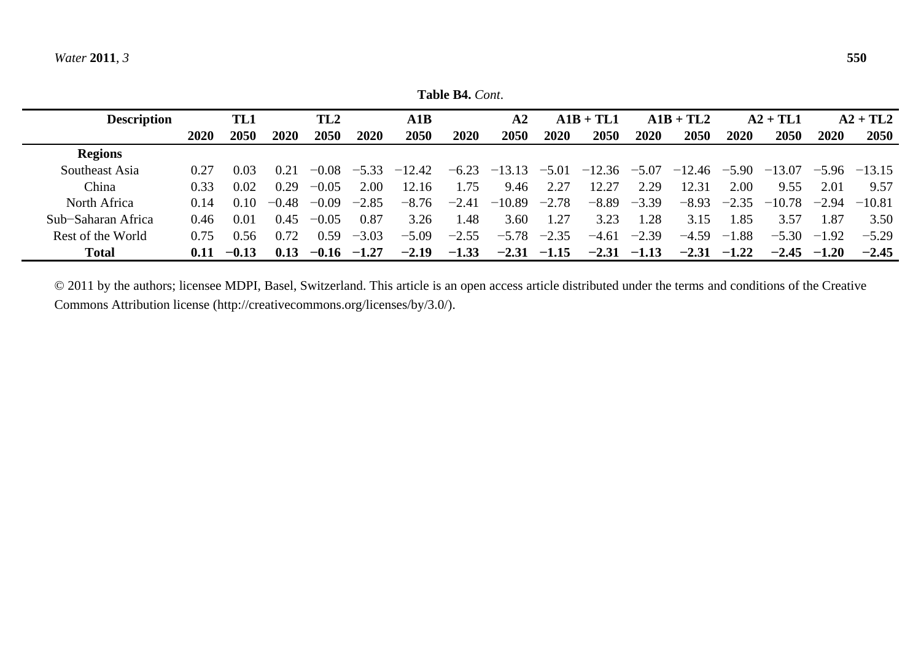**Table B4.** *Cont.*

| Description | TL1 | | TL2 | | A1B | | A2 | | A1B + TL1 | | A1B + TL2 | | A2 + TL1 | | A2 + TL2 | |
|---|---|---|---|---|---|---|---|---|---|---|---|---|---|---|---|---|
| | **2020** | **2050** | **2020** | **2050** | **2020** | **2050** | **2020** | **2050** | **2020** | **2050** | **2020** | **2050** | **2020** | **2050** | **2020** | **2050** |
| **Regions** | | | | | | | | | | | | | | | | |
| Southeast Asia | 0.27 | 0.03 | 0.21 | −0.08 | −5.33 | −12.42 | −6.23 | −13.13 | −5.01 | −12.36 | −5.07 | −12.46 | −5.90 | −13.07 | −5.96 | −13.15 |
| China | 0.33 | 0.02 | 0.29 | −0.05 | 2.00 | 12.16 | 1.75 | 9.46 | 2.27 | 12.27 | 2.29 | 12.31 | 2.00 | 9.55 | 2.01 | 9.57 |
| North Africa | 0.14 | 0.10 | −0.48 | −0.09 | −2.85 | −8.76 | −2.41 | −10.89 | −2.78 | −8.89 | −3.39 | −8.93 | −2.35 | −10.78 | −2.94 | −10.81 |
| Sub−Saharan Africa | 0.46 | 0.01 | 0.45 | −0.05 | 0.87 | 3.26 | 1.48 | 3.60 | 1.27 | 3.23 | 1.28 | 3.15 | 1.85 | 3.57 | 1.87 | 3.50 |
| Rest of the World | 0.75 | 0.56 | 0.72 | 0.59 | −3.03 | −5.09 | −2.55 | −5.78 | −2.35 | −4.61 | −2.39 | −4.59 | −1.88 | −5.30 | −1.92 | −5.29 |
| **Total** | **0.11** | **−0.13** | **0.13** | **−0.16** | **−1.27** | **−2.19** | **−1.33** | **−2.31** | **−1.15** | **−2.31** | **−1.13** | **−2.31** | **−1.22** | **−2.45** | **−1.20** | **−2.45** |

© 2011 by the authors; licensee MDPI, Basel, Switzerland. This article is an open access article distributed under the terms and conditions of the Creative Commons Attribution license (http://creativecommons.org/licenses/by/3.0/).